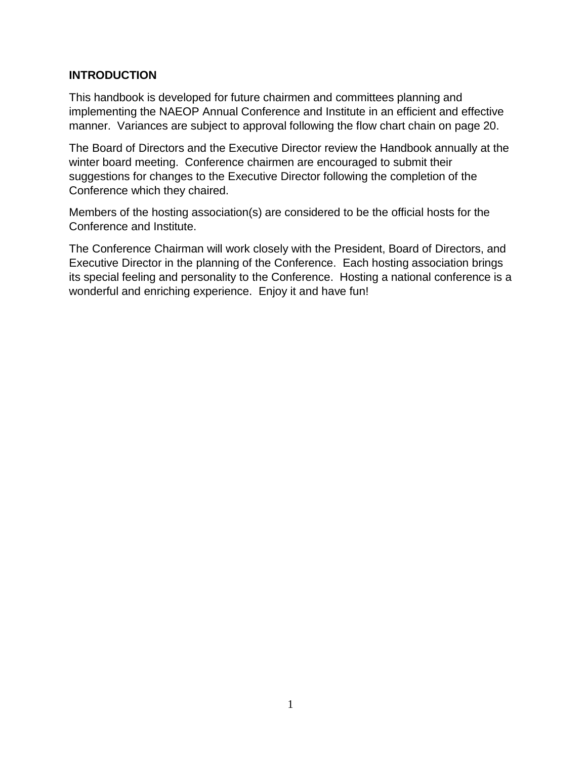## INTRODUCTION

This handbook is developed for future chairmen and committees planning and implementing the NAEOP Annual Conference and Institute in an efficient and effective manner. Variances are subject to approval following the flow chart chain on page 20.

The Board of Directors and the Executive Director review the Handbook annually at the winter board meeting. Conference chairmen are encouraged to submit their suggestions for changes to the Executive Director following the completion of the Conference which they chaired.

Members of the hosting association(s) are considered to be the official hosts for the Conference and Institute.

The Conference Chairman will work closely with the President, Board of Directors, and Executive Director in the planning of the Conference. Each hosting association brings its special feeling and personality to the Conference. Hosting a national conference is a wonderful and enriching experience. Enjoy it and have fun!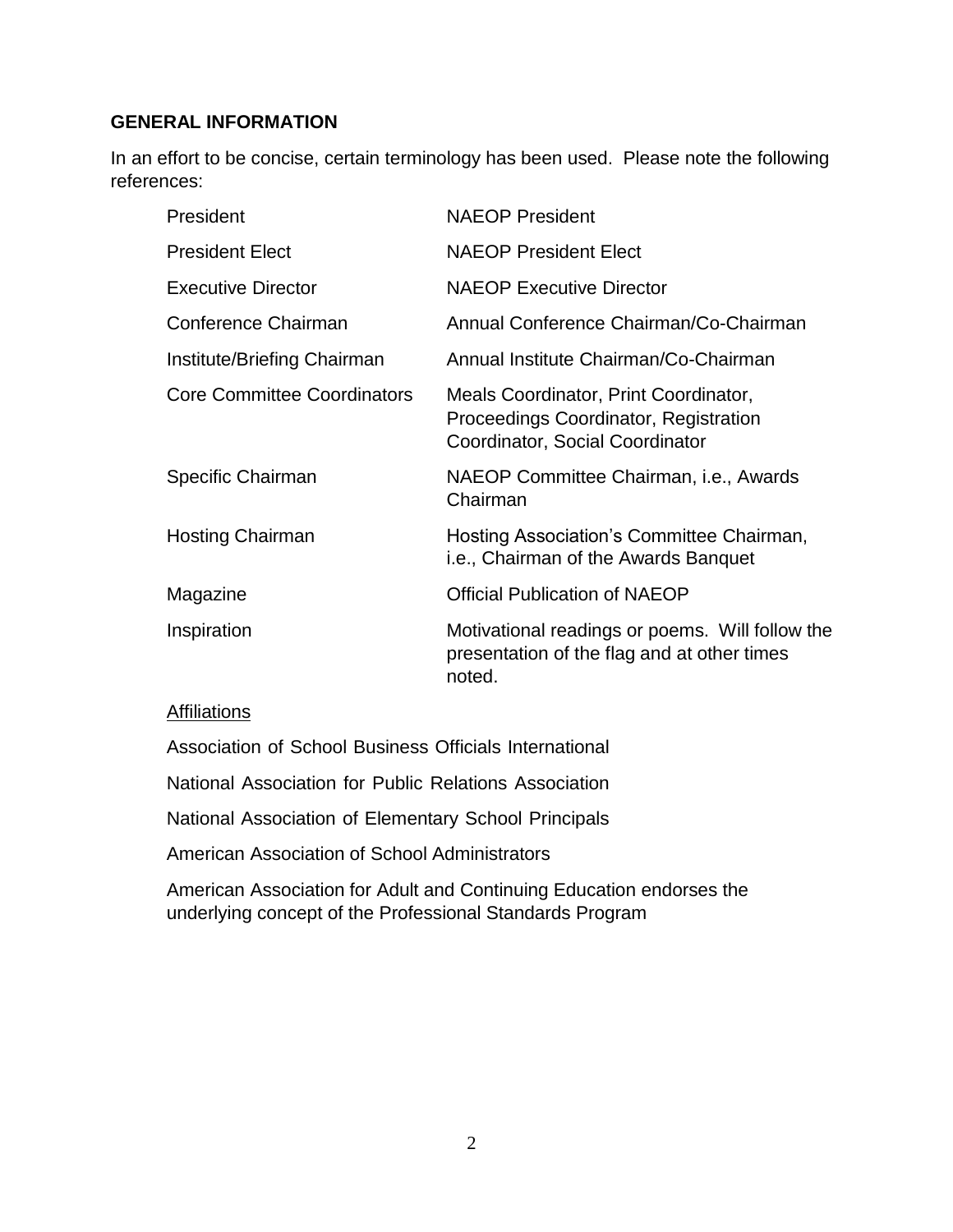## GENERAL INFORMATION

In an effort to be concise, certain terminology has been used. Please note the following references:

| | |
|---|---|
| President | NAEOP President |
| President Elect | NAEOP President Elect |
| Executive Director | NAEOP Executive Director |
| Conference Chairman | Annual Conference Chairman/Co-Chairman |
| Institute/Briefing Chairman | Annual Institute Chairman/Co-Chairman |
| Core Committee Coordinators | Meals Coordinator, Print Coordinator, Proceedings Coordinator, Registration Coordinator, Social Coordinator |
| Specific Chairman | NAEOP Committee Chairman, i.e., Awards Chairman |
| Hosting Chairman | Hosting Association's Committee Chairman, i.e., Chairman of the Awards Banquet |
| Magazine | Official Publication of NAEOP |
| Inspiration | Motivational readings or poems. Will follow the presentation of the flag and at other times noted. |

<u>Affiliations</u>

Association of School Business Officials International

National Association for Public Relations Association

National Association of Elementary School Principals

American Association of School Administrators

American Association for Adult and Continuing Education endorses the underlying concept of the Professional Standards Program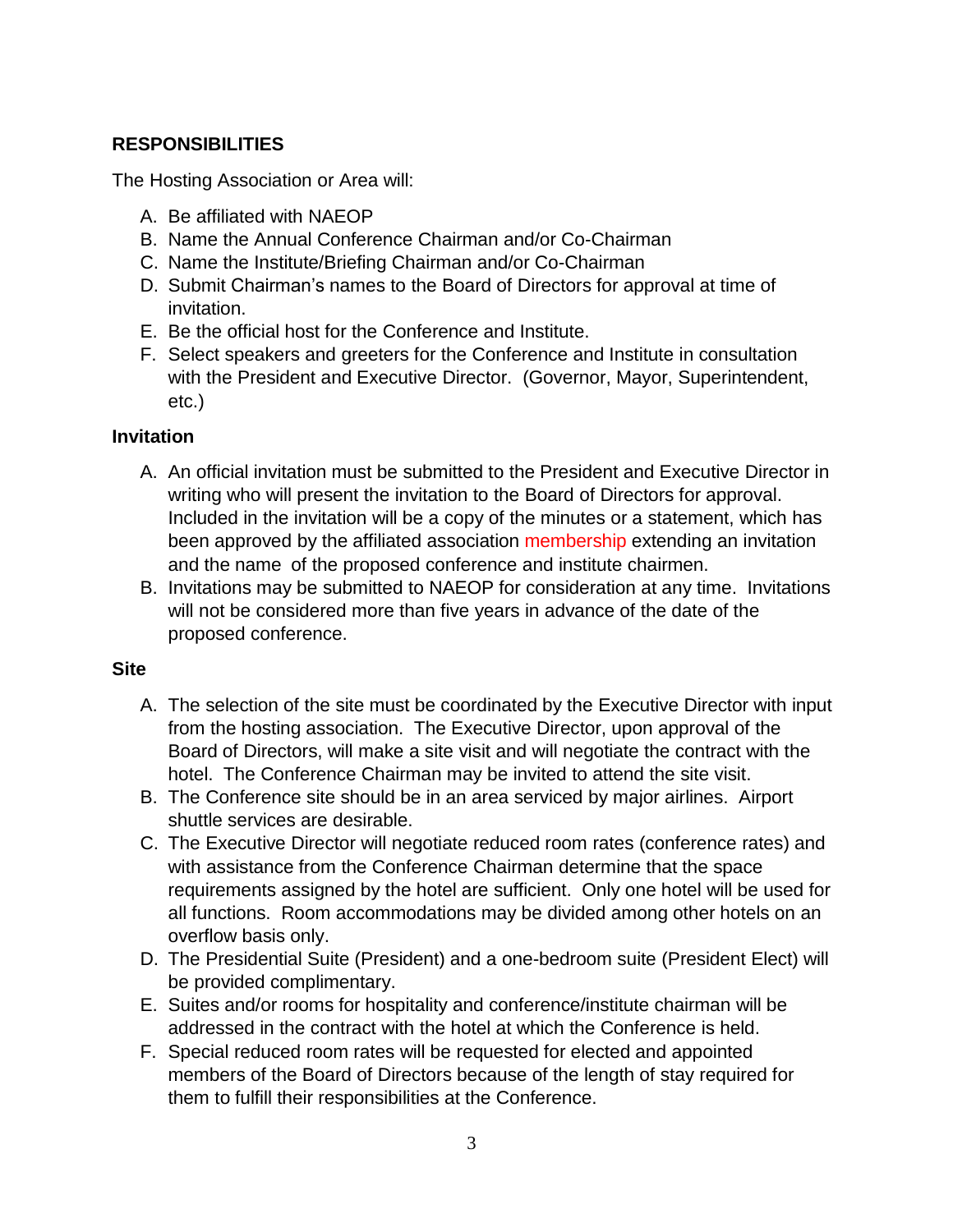**RESPONSIBILITIES**

The Hosting Association or Area will:

A. Be affiliated with NAEOP
B. Name the Annual Conference Chairman and/or Co-Chairman
C. Name the Institute/Briefing Chairman and/or Co-Chairman
D. Submit Chairman's names to the Board of Directors for approval at time of invitation.
E. Be the official host for the Conference and Institute.
F. Select speakers and greeters for the Conference and Institute in consultation with the President and Executive Director. (Governor, Mayor, Superintendent, etc.)

**Invitation**

A. An official invitation must be submitted to the President and Executive Director in writing who will present the invitation to the Board of Directors for approval. Included in the invitation will be a copy of the minutes or a statement, which has been approved by the affiliated association membership extending an invitation and the name of the proposed conference and institute chairmen.
B. Invitations may be submitted to NAEOP for consideration at any time. Invitations will not be considered more than five years in advance of the date of the proposed conference.

**Site**

A. The selection of the site must be coordinated by the Executive Director with input from the hosting association. The Executive Director, upon approval of the Board of Directors, will make a site visit and will negotiate the contract with the hotel. The Conference Chairman may be invited to attend the site visit.
B. The Conference site should be in an area serviced by major airlines. Airport shuttle services are desirable.
C. The Executive Director will negotiate reduced room rates (conference rates) and with assistance from the Conference Chairman determine that the space requirements assigned by the hotel are sufficient. Only one hotel will be used for all functions. Room accommodations may be divided among other hotels on an overflow basis only.
D. The Presidential Suite (President) and a one-bedroom suite (President Elect) will be provided complimentary.
E. Suites and/or rooms for hospitality and conference/institute chairman will be addressed in the contract with the hotel at which the Conference is held.
F. Special reduced room rates will be requested for elected and appointed members of the Board of Directors because of the length of stay required for them to fulfill their responsibilities at the Conference.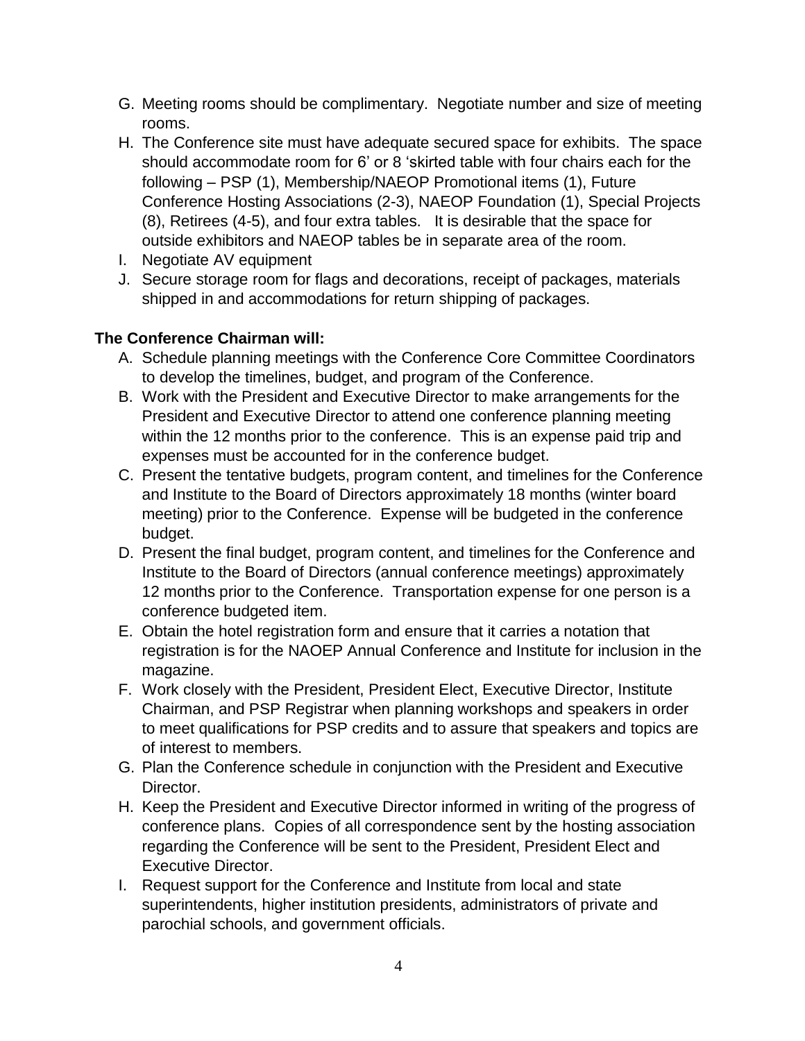G. Meeting rooms should be complimentary. Negotiate number and size of meeting rooms.
H. The Conference site must have adequate secured space for exhibits. The space should accommodate room for 6' or 8 'skirted table with four chairs each for the following – PSP (1), Membership/NAEOP Promotional items (1), Future Conference Hosting Associations (2-3), NAEOP Foundation (1), Special Projects (8), Retirees (4-5), and four extra tables. It is desirable that the space for outside exhibitors and NAEOP tables be in separate area of the room.
I. Negotiate AV equipment
J. Secure storage room for flags and decorations, receipt of packages, materials shipped in and accommodations for return shipping of packages.

**The Conference Chairman will:**

A. Schedule planning meetings with the Conference Core Committee Coordinators to develop the timelines, budget, and program of the Conference.
B. Work with the President and Executive Director to make arrangements for the President and Executive Director to attend one conference planning meeting within the 12 months prior to the conference. This is an expense paid trip and expenses must be accounted for in the conference budget.
C. Present the tentative budgets, program content, and timelines for the Conference and Institute to the Board of Directors approximately 18 months (winter board meeting) prior to the Conference. Expense will be budgeted in the conference budget.
D. Present the final budget, program content, and timelines for the Conference and Institute to the Board of Directors (annual conference meetings) approximately 12 months prior to the Conference. Transportation expense for one person is a conference budgeted item.
E. Obtain the hotel registration form and ensure that it carries a notation that registration is for the NAOEP Annual Conference and Institute for inclusion in the magazine.
F. Work closely with the President, President Elect, Executive Director, Institute Chairman, and PSP Registrar when planning workshops and speakers in order to meet qualifications for PSP credits and to assure that speakers and topics are of interest to members.
G. Plan the Conference schedule in conjunction with the President and Executive Director.
H. Keep the President and Executive Director informed in writing of the progress of conference plans. Copies of all correspondence sent by the hosting association regarding the Conference will be sent to the President, President Elect and Executive Director.
I. Request support for the Conference and Institute from local and state superintendents, higher institution presidents, administrators of private and parochial schools, and government officials.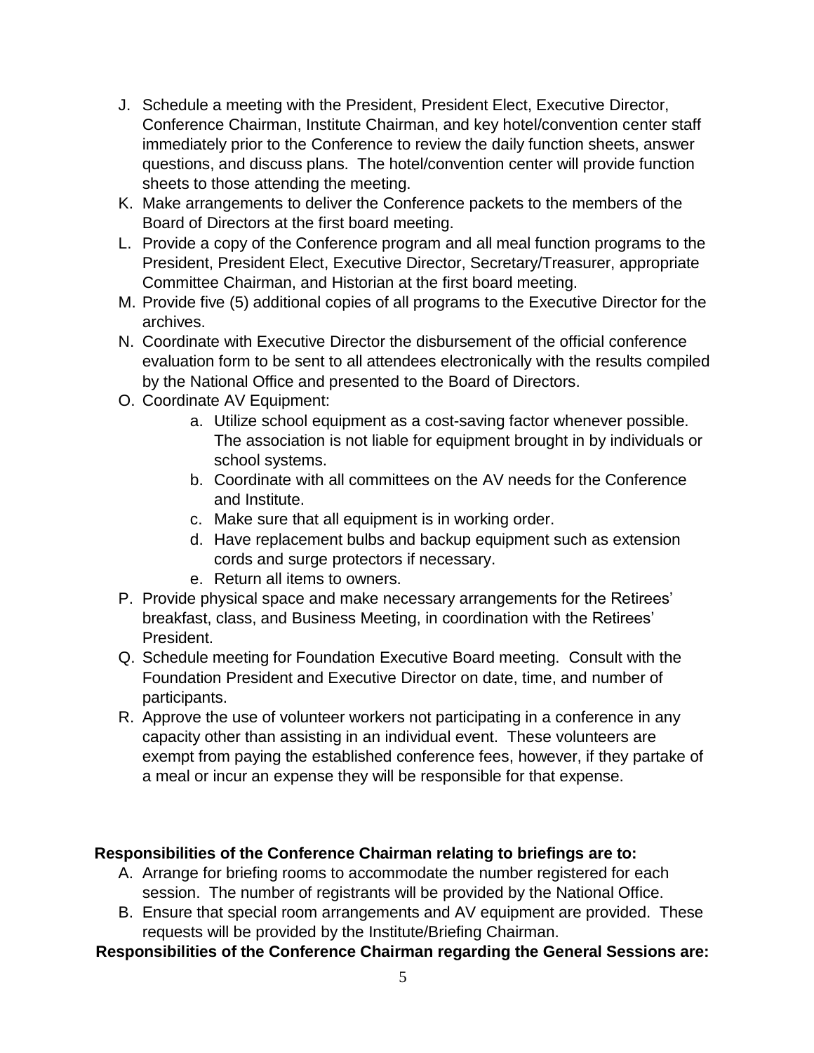J. Schedule a meeting with the President, President Elect, Executive Director, Conference Chairman, Institute Chairman, and key hotel/convention center staff immediately prior to the Conference to review the daily function sheets, answer questions, and discuss plans. The hotel/convention center will provide function sheets to those attending the meeting.
K. Make arrangements to deliver the Conference packets to the members of the Board of Directors at the first board meeting.
L. Provide a copy of the Conference program and all meal function programs to the President, President Elect, Executive Director, Secretary/Treasurer, appropriate Committee Chairman, and Historian at the first board meeting.
M. Provide five (5) additional copies of all programs to the Executive Director for the archives.
N. Coordinate with Executive Director the disbursement of the official conference evaluation form to be sent to all attendees electronically with the results compiled by the National Office and presented to the Board of Directors.
O. Coordinate AV Equipment:
   a. Utilize school equipment as a cost-saving factor whenever possible. The association is not liable for equipment brought in by individuals or school systems.
   b. Coordinate with all committees on the AV needs for the Conference and Institute.
   c. Make sure that all equipment is in working order.
   d. Have replacement bulbs and backup equipment such as extension cords and surge protectors if necessary.
   e. Return all items to owners.
P. Provide physical space and make necessary arrangements for the Retirees' breakfast, class, and Business Meeting, in coordination with the Retirees' President.
Q. Schedule meeting for Foundation Executive Board meeting. Consult with the Foundation President and Executive Director on date, time, and number of participants.
R. Approve the use of volunteer workers not participating in a conference in any capacity other than assisting in an individual event. These volunteers are exempt from paying the established conference fees, however, if they partake of a meal or incur an expense they will be responsible for that expense.

**Responsibilities of the Conference Chairman relating to briefings are to:**

A. Arrange for briefing rooms to accommodate the number registered for each session. The number of registrants will be provided by the National Office.
B. Ensure that special room arrangements and AV equipment are provided. These requests will be provided by the Institute/Briefing Chairman.

**Responsibilities of the Conference Chairman regarding the General Sessions are:**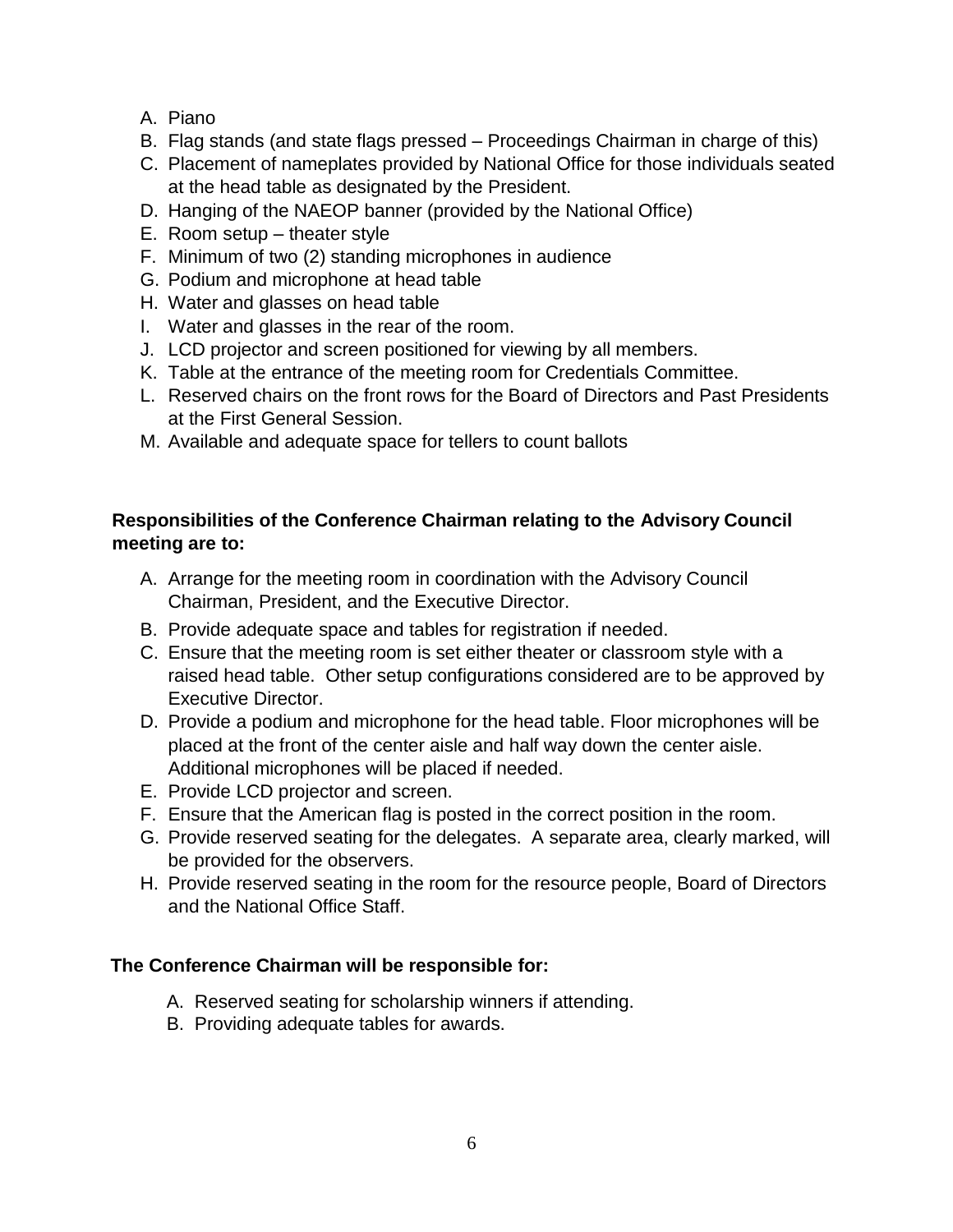A. Piano
B. Flag stands (and state flags pressed – Proceedings Chairman in charge of this)
C. Placement of nameplates provided by National Office for those individuals seated at the head table as designated by the President.
D. Hanging of the NAEOP banner (provided by the National Office)
E. Room setup – theater style
F. Minimum of two (2) standing microphones in audience
G. Podium and microphone at head table
H. Water and glasses on head table
I. Water and glasses in the rear of the room.
J. LCD projector and screen positioned for viewing by all members.
K. Table at the entrance of the meeting room for Credentials Committee.
L. Reserved chairs on the front rows for the Board of Directors and Past Presidents at the First General Session.
M. Available and adequate space for tellers to count ballots

**Responsibilities of the Conference Chairman relating to the Advisory Council meeting are to:**

A. Arrange for the meeting room in coordination with the Advisory Council Chairman, President, and the Executive Director.
B. Provide adequate space and tables for registration if needed.
C. Ensure that the meeting room is set either theater or classroom style with a raised head table. Other setup configurations considered are to be approved by Executive Director.
D. Provide a podium and microphone for the head table. Floor microphones will be placed at the front of the center aisle and half way down the center aisle. Additional microphones will be placed if needed.
E. Provide LCD projector and screen.
F. Ensure that the American flag is posted in the correct position in the room.
G. Provide reserved seating for the delegates. A separate area, clearly marked, will be provided for the observers.
H. Provide reserved seating in the room for the resource people, Board of Directors and the National Office Staff.

**The Conference Chairman will be responsible for:**

A. Reserved seating for scholarship winners if attending.
B. Providing adequate tables for awards.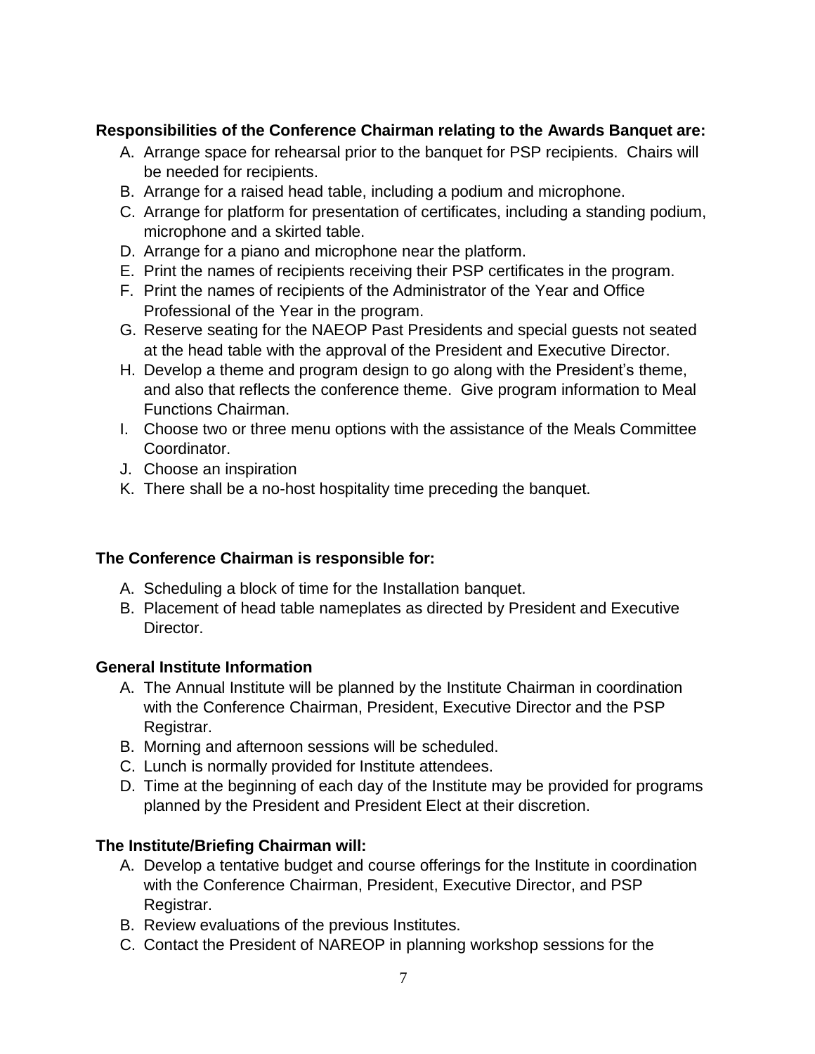**Responsibilities of the Conference Chairman relating to the Awards Banquet are:**

A. Arrange space for rehearsal prior to the banquet for PSP recipients. Chairs will be needed for recipients.
B. Arrange for a raised head table, including a podium and microphone.
C. Arrange for platform for presentation of certificates, including a standing podium, microphone and a skirted table.
D. Arrange for a piano and microphone near the platform.
E. Print the names of recipients receiving their PSP certificates in the program.
F. Print the names of recipients of the Administrator of the Year and Office Professional of the Year in the program.
G. Reserve seating for the NAEOP Past Presidents and special guests not seated at the head table with the approval of the President and Executive Director.
H. Develop a theme and program design to go along with the President's theme, and also that reflects the conference theme. Give program information to Meal Functions Chairman.
I. Choose two or three menu options with the assistance of the Meals Committee Coordinator.
J. Choose an inspiration
K. There shall be a no-host hospitality time preceding the banquet.

**The Conference Chairman is responsible for:**

A. Scheduling a block of time for the Installation banquet.
B. Placement of head table nameplates as directed by President and Executive Director.

**General Institute Information**

A. The Annual Institute will be planned by the Institute Chairman in coordination with the Conference Chairman, President, Executive Director and the PSP Registrar.
B. Morning and afternoon sessions will be scheduled.
C. Lunch is normally provided for Institute attendees.
D. Time at the beginning of each day of the Institute may be provided for programs planned by the President and President Elect at their discretion.

**The Institute/Briefing Chairman will:**

A. Develop a tentative budget and course offerings for the Institute in coordination with the Conference Chairman, President, Executive Director, and PSP Registrar.
B. Review evaluations of the previous Institutes.
C. Contact the President of NAREOP in planning workshop sessions for the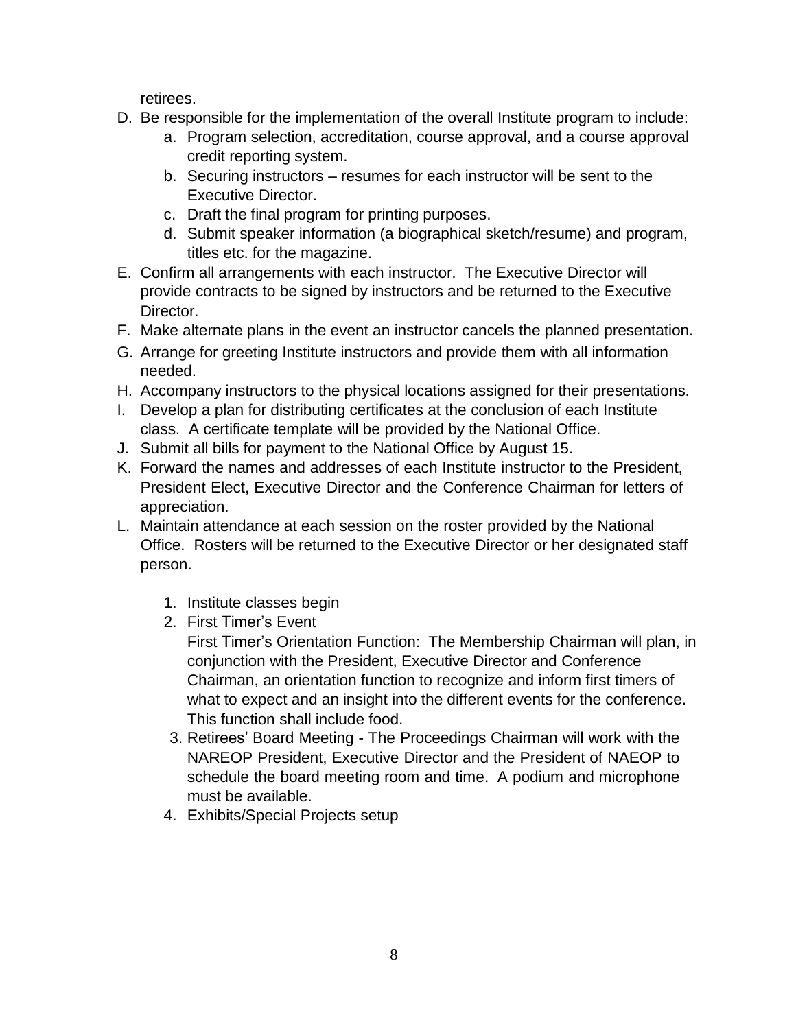retirees.

D. Be responsible for the implementation of the overall Institute program to include:
    a. Program selection, accreditation, course approval, and a course approval credit reporting system.
    b. Securing instructors – resumes for each instructor will be sent to the Executive Director.
    c. Draft the final program for printing purposes.
    d. Submit speaker information (a biographical sketch/resume) and program, titles etc. for the magazine.
E. Confirm all arrangements with each instructor. The Executive Director will provide contracts to be signed by instructors and be returned to the Executive Director.
F. Make alternate plans in the event an instructor cancels the planned presentation.
G. Arrange for greeting Institute instructors and provide them with all information needed.
H. Accompany instructors to the physical locations assigned for their presentations.
I. Develop a plan for distributing certificates at the conclusion of each Institute class. A certificate template will be provided by the National Office.
J. Submit all bills for payment to the National Office by August 15.
K. Forward the names and addresses of each Institute instructor to the President, President Elect, Executive Director and the Conference Chairman for letters of appreciation.
L. Maintain attendance at each session on the roster provided by the National Office. Rosters will be returned to the Executive Director or her designated staff person.

    1. Institute classes begin
    2. First Timer's Event
       First Timer's Orientation Function: The Membership Chairman will plan, in conjunction with the President, Executive Director and Conference Chairman, an orientation function to recognize and inform first timers of what to expect and an insight into the different events for the conference. This function shall include food.
    3. Retirees' Board Meeting - The Proceedings Chairman will work with the NAREOP President, Executive Director and the President of NAEOP to schedule the board meeting room and time. A podium and microphone must be available.
    4. Exhibits/Special Projects setup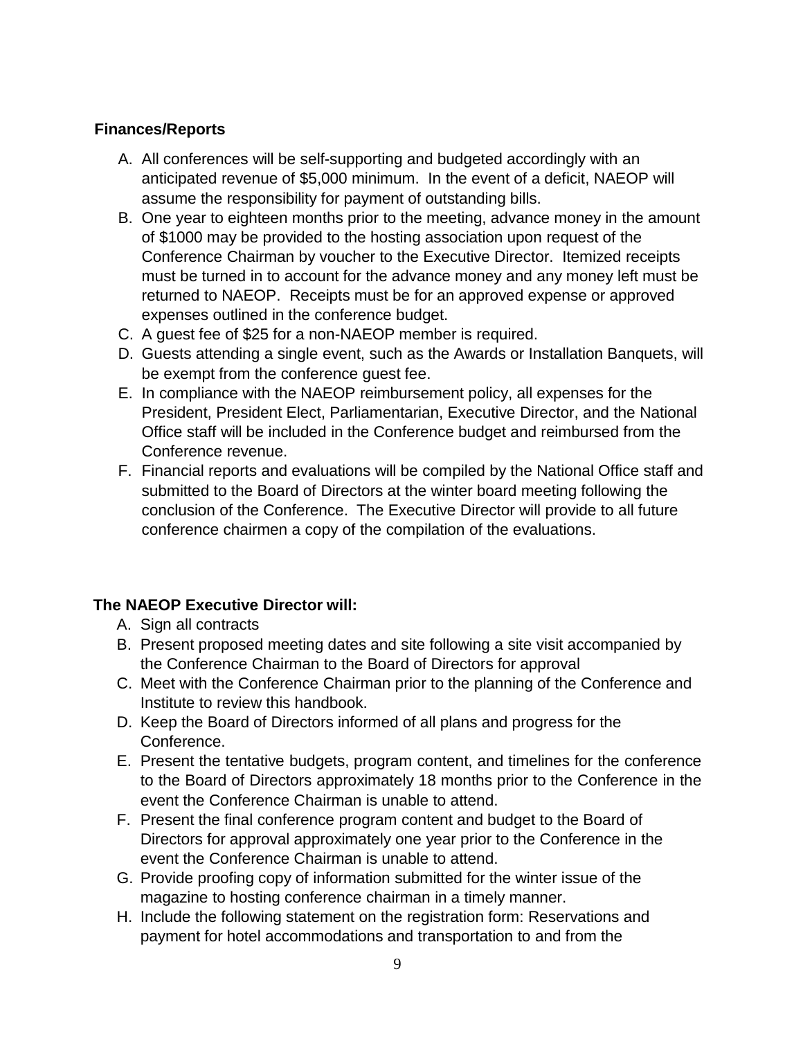### Finances/Reports

A. All conferences will be self-supporting and budgeted accordingly with an anticipated revenue of $5,000 minimum. In the event of a deficit, NAEOP will assume the responsibility for payment of outstanding bills.
B. One year to eighteen months prior to the meeting, advance money in the amount of $1000 may be provided to the hosting association upon request of the Conference Chairman by voucher to the Executive Director. Itemized receipts must be turned in to account for the advance money and any money left must be returned to NAEOP. Receipts must be for an approved expense or approved expenses outlined in the conference budget.
C. A guest fee of $25 for a non-NAEOP member is required.
D. Guests attending a single event, such as the Awards or Installation Banquets, will be exempt from the conference guest fee.
E. In compliance with the NAEOP reimbursement policy, all expenses for the President, President Elect, Parliamentarian, Executive Director, and the National Office staff will be included in the Conference budget and reimbursed from the Conference revenue.
F. Financial reports and evaluations will be compiled by the National Office staff and submitted to the Board of Directors at the winter board meeting following the conclusion of the Conference. The Executive Director will provide to all future conference chairmen a copy of the compilation of the evaluations.

### The NAEOP Executive Director will:

A. Sign all contracts
B. Present proposed meeting dates and site following a site visit accompanied by the Conference Chairman to the Board of Directors for approval
C. Meet with the Conference Chairman prior to the planning of the Conference and Institute to review this handbook.
D. Keep the Board of Directors informed of all plans and progress for the Conference.
E. Present the tentative budgets, program content, and timelines for the conference to the Board of Directors approximately 18 months prior to the Conference in the event the Conference Chairman is unable to attend.
F. Present the final conference program content and budget to the Board of Directors for approval approximately one year prior to the Conference in the event the Conference Chairman is unable to attend.
G. Provide proofing copy of information submitted for the winter issue of the magazine to hosting conference chairman in a timely manner.
H. Include the following statement on the registration form: Reservations and payment for hotel accommodations and transportation to and from the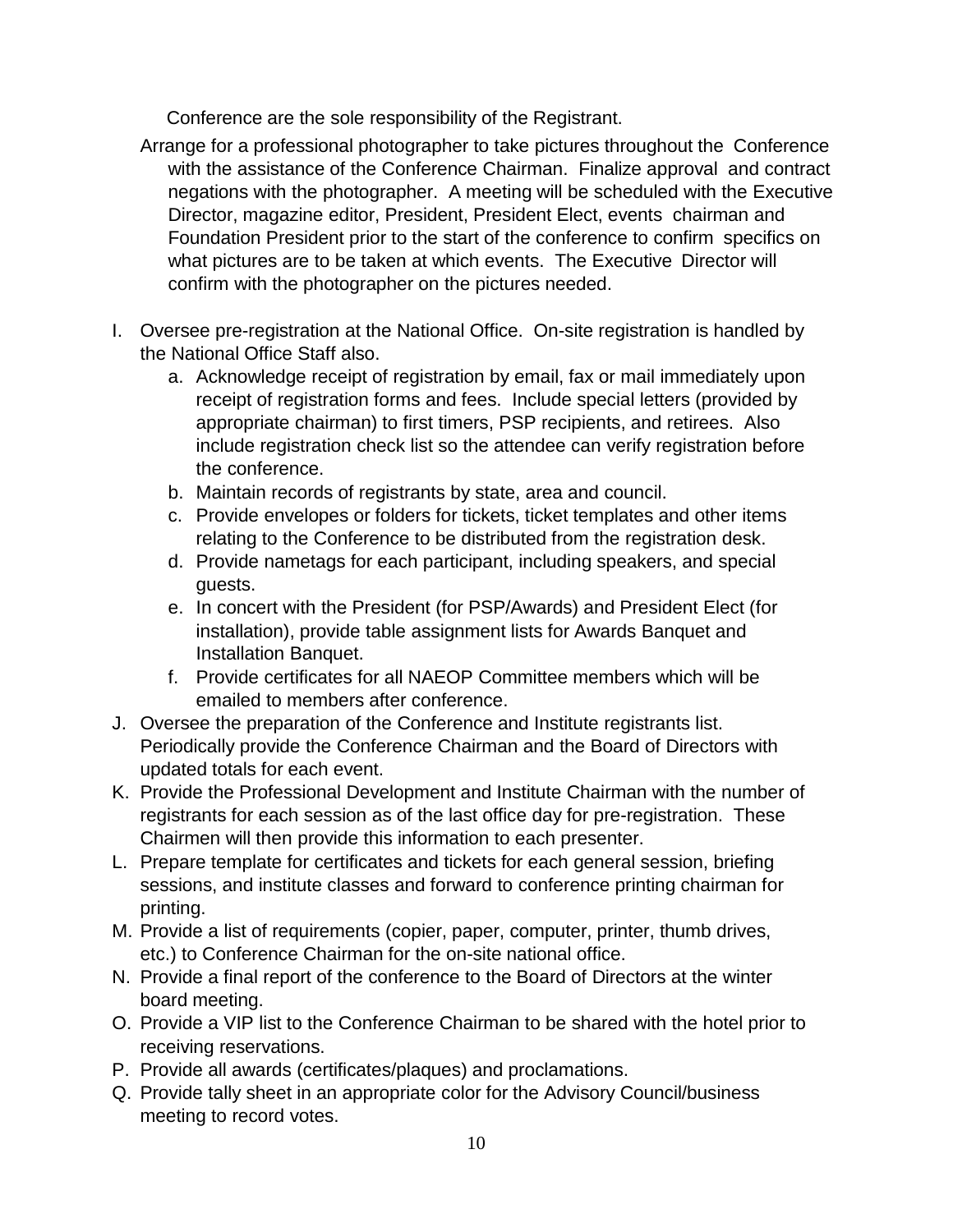Conference are the sole responsibility of the Registrant.

Arrange for a professional photographer to take pictures throughout the Conference with the assistance of the Conference Chairman. Finalize approval and contract negations with the photographer. A meeting will be scheduled with the Executive Director, magazine editor, President, President Elect, events chairman and Foundation President prior to the start of the conference to confirm specifics on what pictures are to be taken at which events. The Executive Director will confirm with the photographer on the pictures needed.

I. Oversee pre-registration at the National Office. On-site registration is handled by the National Office Staff also.
   a. Acknowledge receipt of registration by email, fax or mail immediately upon receipt of registration forms and fees. Include special letters (provided by appropriate chairman) to first timers, PSP recipients, and retirees. Also include registration check list so the attendee can verify registration before the conference.
   b. Maintain records of registrants by state, area and council.
   c. Provide envelopes or folders for tickets, ticket templates and other items relating to the Conference to be distributed from the registration desk.
   d. Provide nametags for each participant, including speakers, and special guests.
   e. In concert with the President (for PSP/Awards) and President Elect (for installation), provide table assignment lists for Awards Banquet and Installation Banquet.
   f. Provide certificates for all NAEOP Committee members which will be emailed to members after conference.

J. Oversee the preparation of the Conference and Institute registrants list. Periodically provide the Conference Chairman and the Board of Directors with updated totals for each event.

K. Provide the Professional Development and Institute Chairman with the number of registrants for each session as of the last office day for pre-registration. These Chairmen will then provide this information to each presenter.

L. Prepare template for certificates and tickets for each general session, briefing sessions, and institute classes and forward to conference printing chairman for printing.

M. Provide a list of requirements (copier, paper, computer, printer, thumb drives, etc.) to Conference Chairman for the on-site national office.

N. Provide a final report of the conference to the Board of Directors at the winter board meeting.

O. Provide a VIP list to the Conference Chairman to be shared with the hotel prior to receiving reservations.

P. Provide all awards (certificates/plaques) and proclamations.

Q. Provide tally sheet in an appropriate color for the Advisory Council/business meeting to record votes.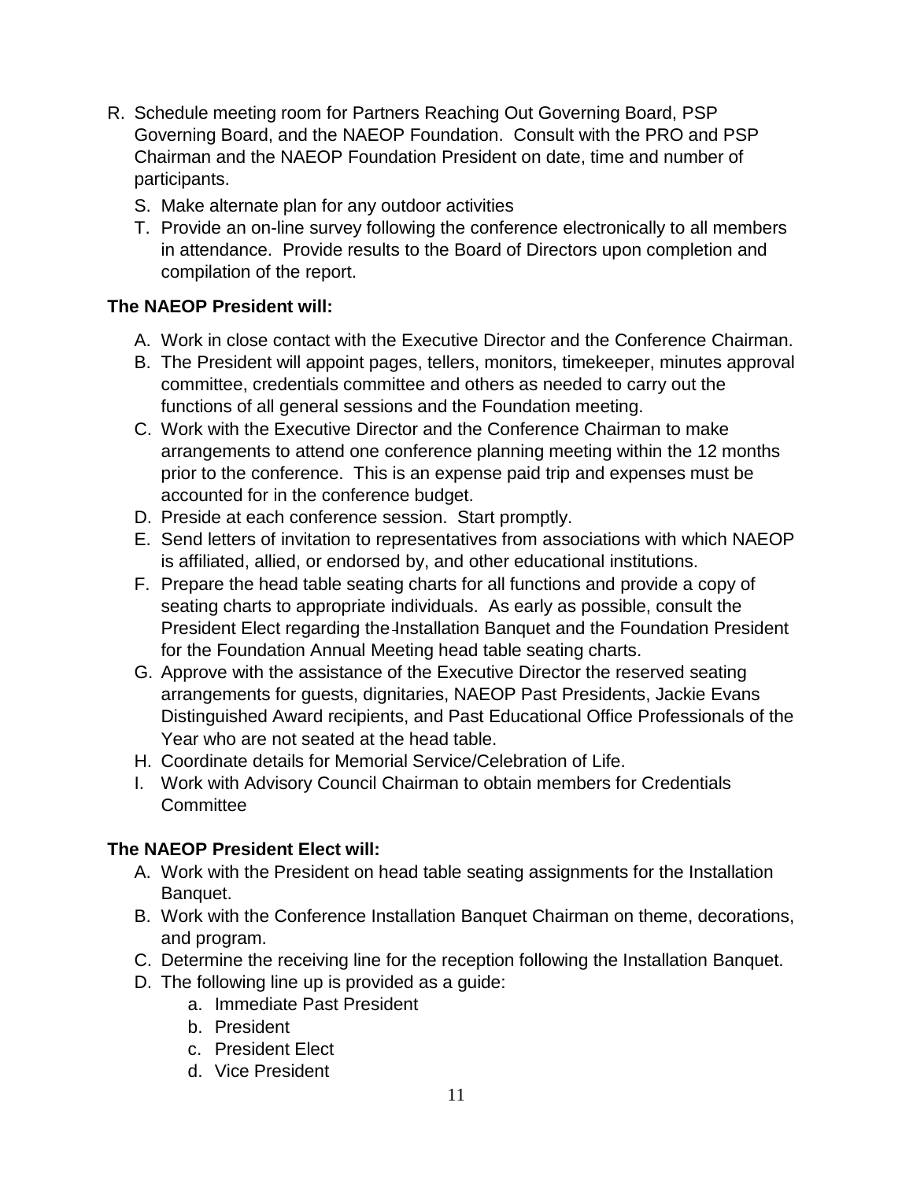R. Schedule meeting room for Partners Reaching Out Governing Board, PSP Governing Board, and the NAEOP Foundation. Consult with the PRO and PSP Chairman and the NAEOP Foundation President on date, time and number of participants.

S. Make alternate plan for any outdoor activities

T. Provide an on-line survey following the conference electronically to all members in attendance. Provide results to the Board of Directors upon completion and compilation of the report.

**The NAEOP President will:**

A. Work in close contact with the Executive Director and the Conference Chairman.
B. The President will appoint pages, tellers, monitors, timekeeper, minutes approval committee, credentials committee and others as needed to carry out the functions of all general sessions and the Foundation meeting.
C. Work with the Executive Director and the Conference Chairman to make arrangements to attend one conference planning meeting within the 12 months prior to the conference. This is an expense paid trip and expenses must be accounted for in the conference budget.
D. Preside at each conference session. Start promptly.
E. Send letters of invitation to representatives from associations with which NAEOP is affiliated, allied, or endorsed by, and other educational institutions.
F. Prepare the head table seating charts for all functions and provide a copy of seating charts to appropriate individuals. As early as possible, consult the President Elect regarding the Installation Banquet and the Foundation President for the Foundation Annual Meeting head table seating charts.
G. Approve with the assistance of the Executive Director the reserved seating arrangements for guests, dignitaries, NAEOP Past Presidents, Jackie Evans Distinguished Award recipients, and Past Educational Office Professionals of the Year who are not seated at the head table.
H. Coordinate details for Memorial Service/Celebration of Life.
I. Work with Advisory Council Chairman to obtain members for Credentials Committee

**The NAEOP President Elect will:**

A. Work with the President on head table seating assignments for the Installation Banquet.
B. Work with the Conference Installation Banquet Chairman on theme, decorations, and program.
C. Determine the receiving line for the reception following the Installation Banquet.
D. The following line up is provided as a guide:
   a. Immediate Past President
   b. President
   c. President Elect
   d. Vice President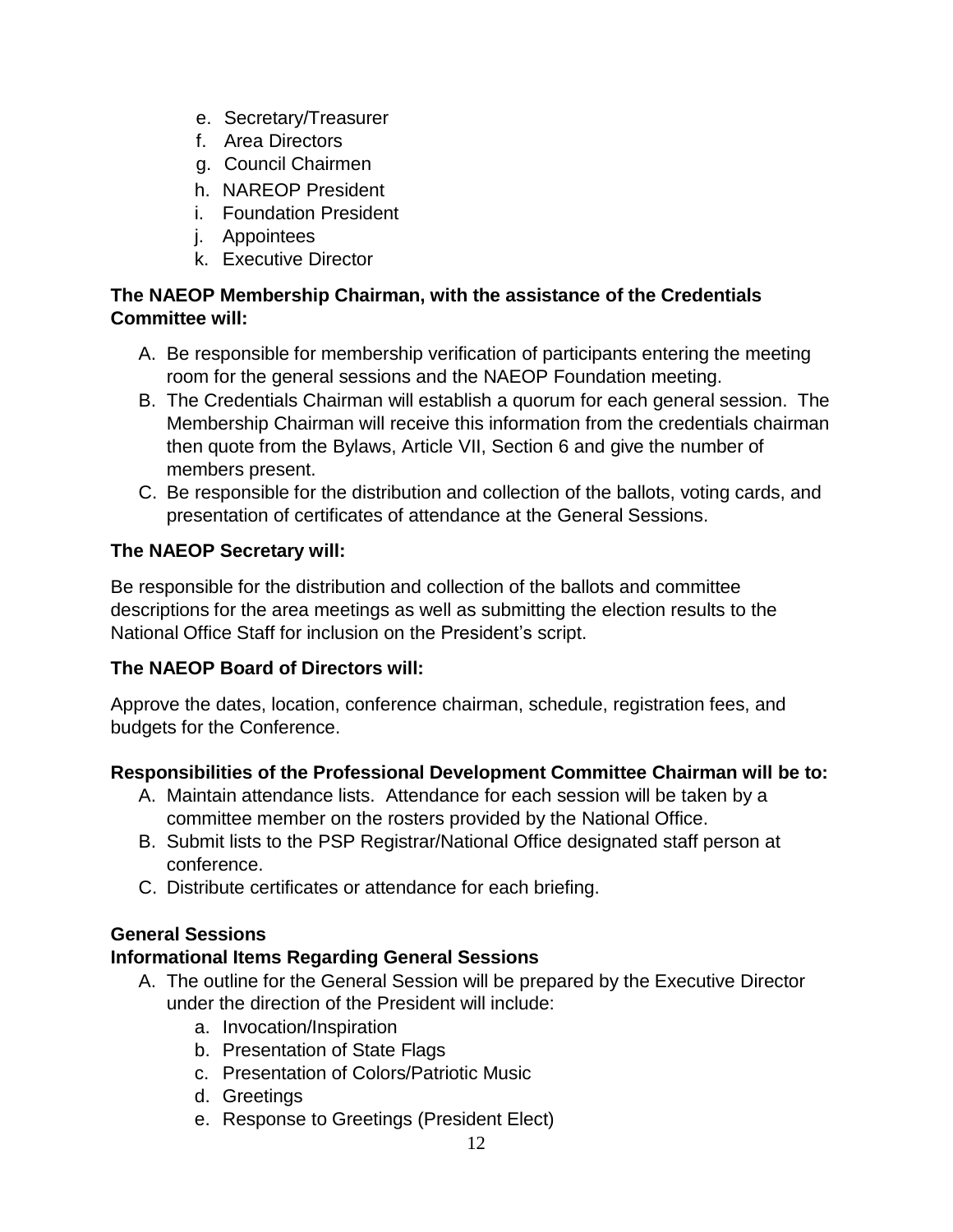e. Secretary/Treasurer
f. Area Directors
g. Council Chairmen
h. NAREOP President
i. Foundation President
j. Appointees
k. Executive Director

**The NAEOP Membership Chairman, with the assistance of the Credentials Committee will:**

A. Be responsible for membership verification of participants entering the meeting room for the general sessions and the NAEOP Foundation meeting.
B. The Credentials Chairman will establish a quorum for each general session. The Membership Chairman will receive this information from the credentials chairman then quote from the Bylaws, Article VII, Section 6 and give the number of members present.
C. Be responsible for the distribution and collection of the ballots, voting cards, and presentation of certificates of attendance at the General Sessions.

**The NAEOP Secretary will:**

Be responsible for the distribution and collection of the ballots and committee descriptions for the area meetings as well as submitting the election results to the National Office Staff for inclusion on the President's script.

**The NAEOP Board of Directors will:**

Approve the dates, location, conference chairman, schedule, registration fees, and budgets for the Conference.

**Responsibilities of the Professional Development Committee Chairman will be to:**

A. Maintain attendance lists. Attendance for each session will be taken by a committee member on the rosters provided by the National Office.
B. Submit lists to the PSP Registrar/National Office designated staff person at conference.
C. Distribute certificates or attendance for each briefing.

**General Sessions**

**Informational Items Regarding General Sessions**

A. The outline for the General Session will be prepared by the Executive Director under the direction of the President will include:
   a. Invocation/Inspiration
   b. Presentation of State Flags
   c. Presentation of Colors/Patriotic Music
   d. Greetings
   e. Response to Greetings (President Elect)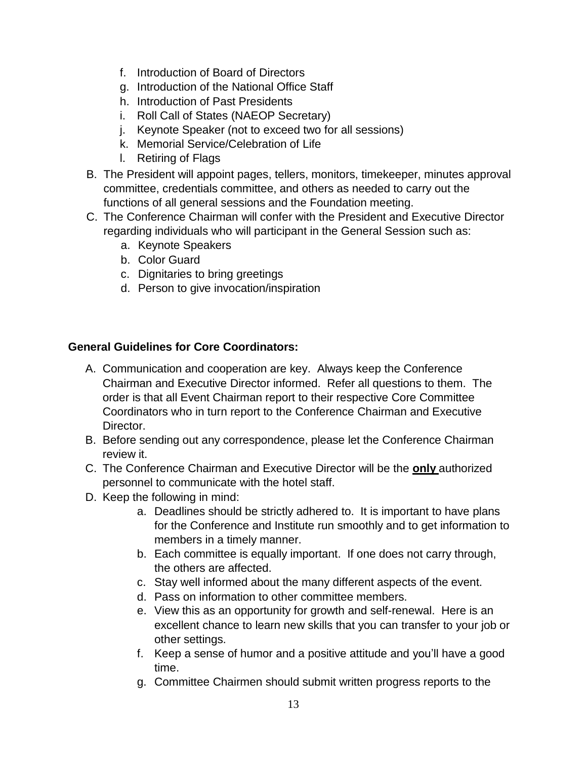f. Introduction of Board of Directors
g. Introduction of the National Office Staff
h. Introduction of Past Presidents
i. Roll Call of States (NAEOP Secretary)
j. Keynote Speaker (not to exceed two for all sessions)
k. Memorial Service/Celebration of Life
l. Retiring of Flags

B. The President will appoint pages, tellers, monitors, timekeeper, minutes approval committee, credentials committee, and others as needed to carry out the functions of all general sessions and the Foundation meeting.

C. The Conference Chairman will confer with the President and Executive Director regarding individuals who will participant in the General Session such as:
   a. Keynote Speakers
   b. Color Guard
   c. Dignitaries to bring greetings
   d. Person to give invocation/inspiration

**General Guidelines for Core Coordinators:**

A. Communication and cooperation are key. Always keep the Conference Chairman and Executive Director informed. Refer all questions to them. The order is that all Event Chairman report to their respective Core Committee Coordinators who in turn report to the Conference Chairman and Executive Director.

B. Before sending out any correspondence, please let the Conference Chairman review it.

C. The Conference Chairman and Executive Director will be the **only** authorized personnel to communicate with the hotel staff.

D. Keep the following in mind:
   a. Deadlines should be strictly adhered to. It is important to have plans for the Conference and Institute run smoothly and to get information to members in a timely manner.
   b. Each committee is equally important. If one does not carry through, the others are affected.
   c. Stay well informed about the many different aspects of the event.
   d. Pass on information to other committee members.
   e. View this as an opportunity for growth and self-renewal. Here is an excellent chance to learn new skills that you can transfer to your job or other settings.
   f. Keep a sense of humor and a positive attitude and you'll have a good time.
   g. Committee Chairmen should submit written progress reports to the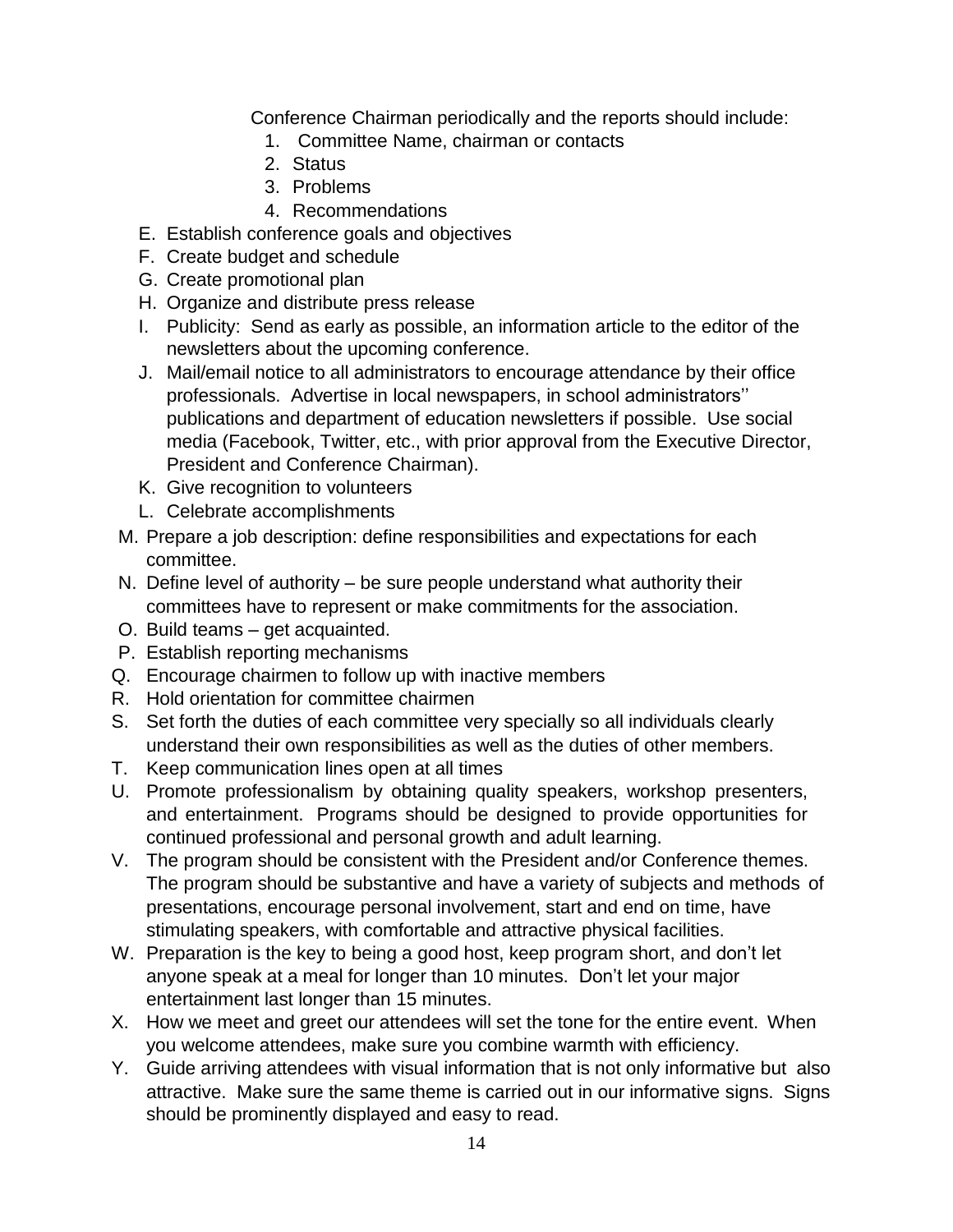Conference Chairman periodically and the reports should include:

1. Committee Name, chairman or contacts
2. Status
3. Problems
4. Recommendations

E. Establish conference goals and objectives
F. Create budget and schedule
G. Create promotional plan
H. Organize and distribute press release
I. Publicity: Send as early as possible, an information article to the editor of the newsletters about the upcoming conference.
J. Mail/email notice to all administrators to encourage attendance by their office professionals. Advertise in local newspapers, in school administrators'' publications and department of education newsletters if possible. Use social media (Facebook, Twitter, etc., with prior approval from the Executive Director, President and Conference Chairman).
K. Give recognition to volunteers
L. Celebrate accomplishments
M. Prepare a job description: define responsibilities and expectations for each committee.
N. Define level of authority – be sure people understand what authority their committees have to represent or make commitments for the association.
O. Build teams – get acquainted.
P. Establish reporting mechanisms
Q. Encourage chairmen to follow up with inactive members
R. Hold orientation for committee chairmen
S. Set forth the duties of each committee very specially so all individuals clearly understand their own responsibilities as well as the duties of other members.
T. Keep communication lines open at all times
U. Promote professionalism by obtaining quality speakers, workshop presenters, and entertainment. Programs should be designed to provide opportunities for continued professional and personal growth and adult learning.
V. The program should be consistent with the President and/or Conference themes. The program should be substantive and have a variety of subjects and methods of presentations, encourage personal involvement, start and end on time, have stimulating speakers, with comfortable and attractive physical facilities.
W. Preparation is the key to being a good host, keep program short, and don't let anyone speak at a meal for longer than 10 minutes. Don't let your major entertainment last longer than 15 minutes.
X. How we meet and greet our attendees will set the tone for the entire event. When you welcome attendees, make sure you combine warmth with efficiency.
Y. Guide arriving attendees with visual information that is not only informative but also attractive. Make sure the same theme is carried out in our informative signs. Signs should be prominently displayed and easy to read.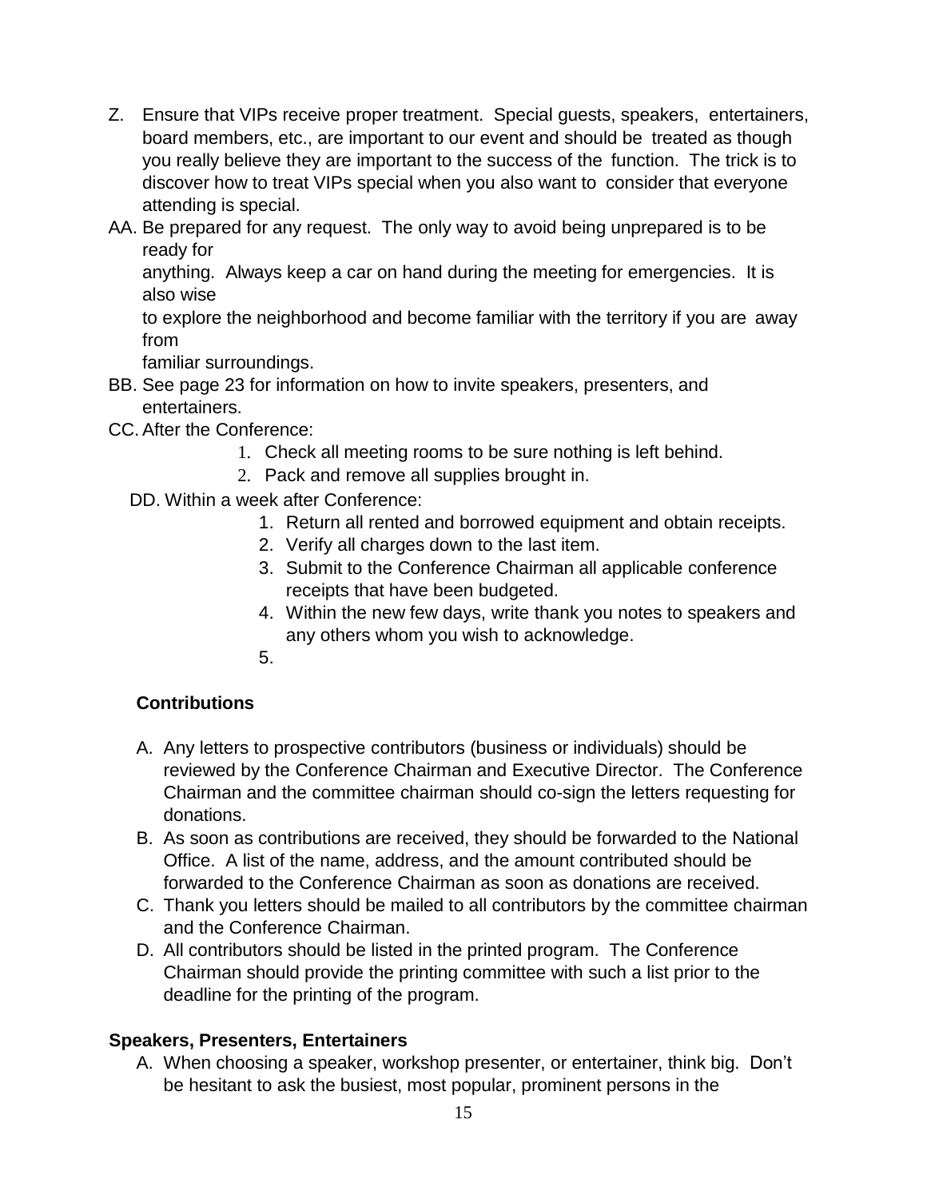Z. Ensure that VIPs receive proper treatment. Special guests, speakers, entertainers, board members, etc., are important to our event and should be treated as though you really believe they are important to the success of the function. The trick is to discover how to treat VIPs special when you also want to consider that everyone attending is special.

AA. Be prepared for any request. The only way to avoid being unprepared is to be ready for anything. Always keep a car on hand during the meeting for emergencies. It is also wise to explore the neighborhood and become familiar with the territory if you are away from familiar surroundings.

BB. See page 23 for information on how to invite speakers, presenters, and entertainers.

CC. After the Conference:

1. Check all meeting rooms to be sure nothing is left behind.
2. Pack and remove all supplies brought in.

DD. Within a week after Conference:

1. Return all rented and borrowed equipment and obtain receipts.
2. Verify all charges down to the last item.
3. Submit to the Conference Chairman all applicable conference receipts that have been budgeted.
4. Within the new few days, write thank you notes to speakers and any others whom you wish to acknowledge.
5.

**Contributions**

A. Any letters to prospective contributors (business or individuals) should be reviewed by the Conference Chairman and Executive Director. The Conference Chairman and the committee chairman should co-sign the letters requesting for donations.

B. As soon as contributions are received, they should be forwarded to the National Office. A list of the name, address, and the amount contributed should be forwarded to the Conference Chairman as soon as donations are received.

C. Thank you letters should be mailed to all contributors by the committee chairman and the Conference Chairman.

D. All contributors should be listed in the printed program. The Conference Chairman should provide the printing committee with such a list prior to the deadline for the printing of the program.

**Speakers, Presenters, Entertainers**

A. When choosing a speaker, workshop presenter, or entertainer, think big. Don't be hesitant to ask the busiest, most popular, prominent persons in the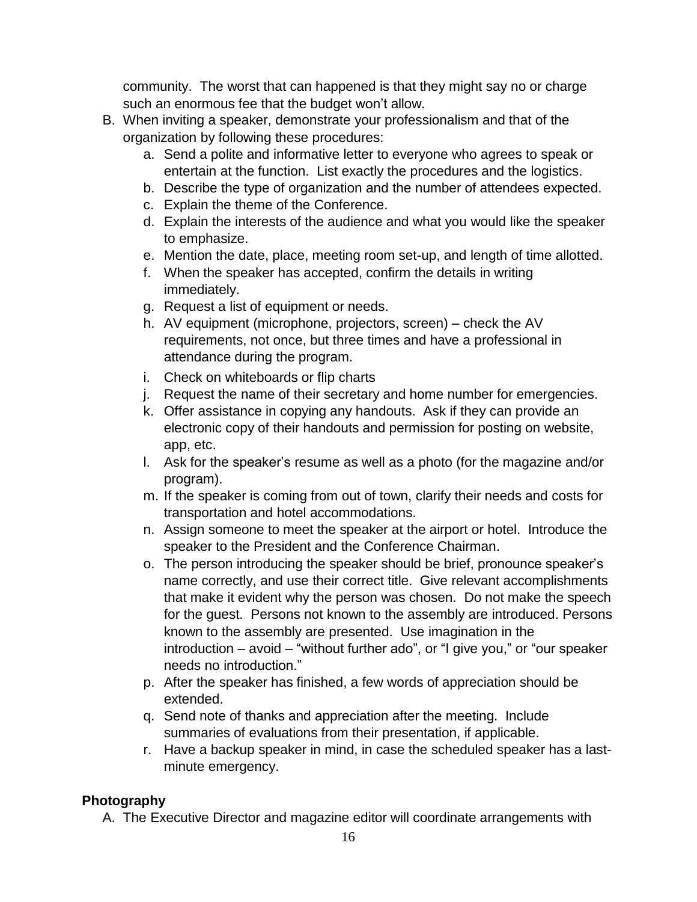community. The worst that can happened is that they might say no or charge such an enormous fee that the budget won't allow.

B. When inviting a speaker, demonstrate your professionalism and that of the organization by following these procedures:
   a. Send a polite and informative letter to everyone who agrees to speak or entertain at the function. List exactly the procedures and the logistics.
   b. Describe the type of organization and the number of attendees expected.
   c. Explain the theme of the Conference.
   d. Explain the interests of the audience and what you would like the speaker to emphasize.
   e. Mention the date, place, meeting room set-up, and length of time allotted.
   f. When the speaker has accepted, confirm the details in writing immediately.
   g. Request a list of equipment or needs.
   h. AV equipment (microphone, projectors, screen) – check the AV requirements, not once, but three times and have a professional in attendance during the program.
   i. Check on whiteboards or flip charts
   j. Request the name of their secretary and home number for emergencies.
   k. Offer assistance in copying any handouts. Ask if they can provide an electronic copy of their handouts and permission for posting on website, app, etc.
   l. Ask for the speaker's resume as well as a photo (for the magazine and/or program).
   m. If the speaker is coming from out of town, clarify their needs and costs for transportation and hotel accommodations.
   n. Assign someone to meet the speaker at the airport or hotel. Introduce the speaker to the President and the Conference Chairman.
   o. The person introducing the speaker should be brief, pronounce speaker's name correctly, and use their correct title. Give relevant accomplishments that make it evident why the person was chosen. Do not make the speech for the guest. Persons not known to the assembly are introduced. Persons known to the assembly are presented. Use imagination in the introduction – avoid – "without further ado", or "I give you," or "our speaker needs no introduction."
   p. After the speaker has finished, a few words of appreciation should be extended.
   q. Send note of thanks and appreciation after the meeting. Include summaries of evaluations from their presentation, if applicable.
   r. Have a backup speaker in mind, in case the scheduled speaker has a last-minute emergency.

**Photography**

A. The Executive Director and magazine editor will coordinate arrangements with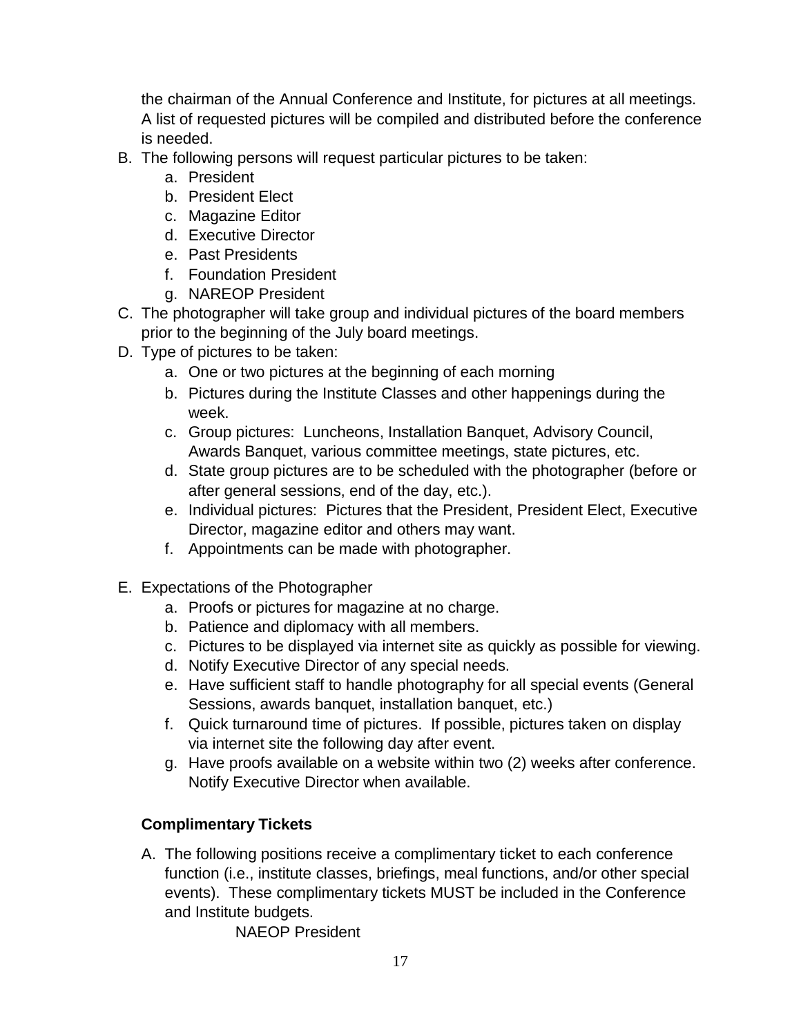the chairman of the Annual Conference and Institute, for pictures at all meetings. A list of requested pictures will be compiled and distributed before the conference is needed.

B. The following persons will request particular pictures to be taken:
   a. President
   b. President Elect
   c. Magazine Editor
   d. Executive Director
   e. Past Presidents
   f. Foundation President
   g. NAREOP President
C. The photographer will take group and individual pictures of the board members prior to the beginning of the July board meetings.
D. Type of pictures to be taken:
   a. One or two pictures at the beginning of each morning
   b. Pictures during the Institute Classes and other happenings during the week.
   c. Group pictures: Luncheons, Installation Banquet, Advisory Council, Awards Banquet, various committee meetings, state pictures, etc.
   d. State group pictures are to be scheduled with the photographer (before or after general sessions, end of the day, etc.).
   e. Individual pictures: Pictures that the President, President Elect, Executive Director, magazine editor and others may want.
   f. Appointments can be made with photographer.

E. Expectations of the Photographer
   a. Proofs or pictures for magazine at no charge.
   b. Patience and diplomacy with all members.
   c. Pictures to be displayed via internet site as quickly as possible for viewing.
   d. Notify Executive Director of any special needs.
   e. Have sufficient staff to handle photography for all special events (General Sessions, awards banquet, installation banquet, etc.)
   f. Quick turnaround time of pictures. If possible, pictures taken on display via internet site the following day after event.
   g. Have proofs available on a website within two (2) weeks after conference. Notify Executive Director when available.

**Complimentary Tickets**

A. The following positions receive a complimentary ticket to each conference function (i.e., institute classes, briefings, meal functions, and/or other special events). These complimentary tickets MUST be included in the Conference and Institute budgets.

   NAEOP President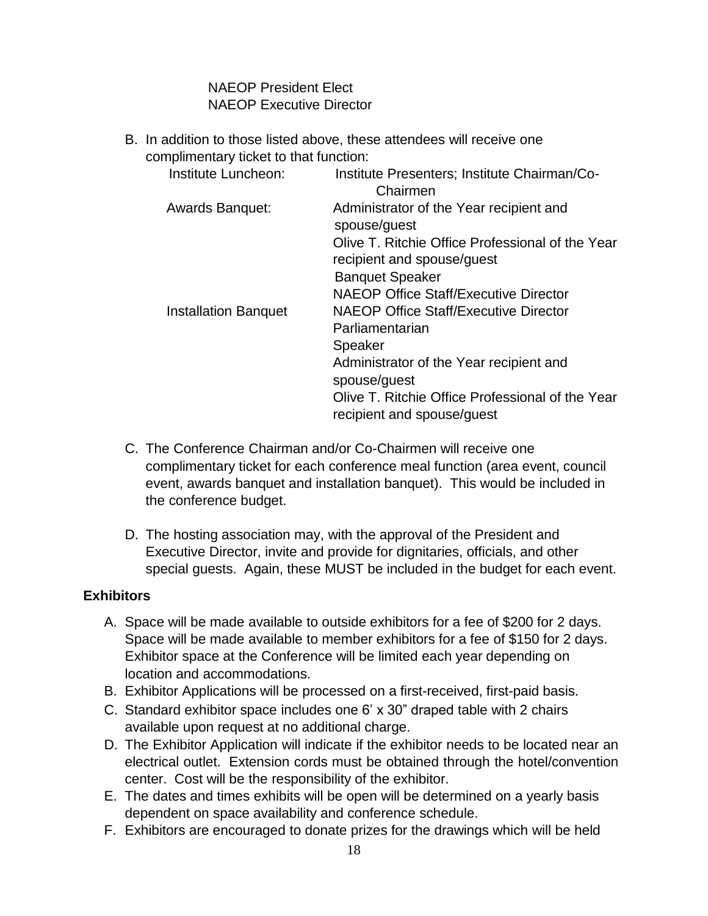NAEOP President Elect
NAEOP Executive Director

B. In addition to those listed above, these attendees will receive one complimentary ticket to that function:

| | |
|---|---|
| Institute Luncheon: | Institute Presenters; Institute Chairman/Co-Chairmen |
| Awards Banquet: | Administrator of the Year recipient and spouse/guest<br>Olive T. Ritchie Office Professional of the Year recipient and spouse/guest<br>Banquet Speaker<br>NAEOP Office Staff/Executive Director |
| Installation Banquet | NAEOP Office Staff/Executive Director<br>Parliamentarian<br>Speaker<br>Administrator of the Year recipient and spouse/guest<br>Olive T. Ritchie Office Professional of the Year recipient and spouse/guest |

C. The Conference Chairman and/or Co-Chairmen will receive one complimentary ticket for each conference meal function (area event, council event, awards banquet and installation banquet). This would be included in the conference budget.

D. The hosting association may, with the approval of the President and Executive Director, invite and provide for dignitaries, officials, and other special guests. Again, these MUST be included in the budget for each event.

**Exhibitors**

A. Space will be made available to outside exhibitors for a fee of $200 for 2 days. Space will be made available to member exhibitors for a fee of $150 for 2 days. Exhibitor space at the Conference will be limited each year depending on location and accommodations.
B. Exhibitor Applications will be processed on a first-received, first-paid basis.
C. Standard exhibitor space includes one 6' x 30" draped table with 2 chairs available upon request at no additional charge.
D. The Exhibitor Application will indicate if the exhibitor needs to be located near an electrical outlet. Extension cords must be obtained through the hotel/convention center. Cost will be the responsibility of the exhibitor.
E. The dates and times exhibits will be open will be determined on a yearly basis dependent on space availability and conference schedule.
F. Exhibitors are encouraged to donate prizes for the drawings which will be held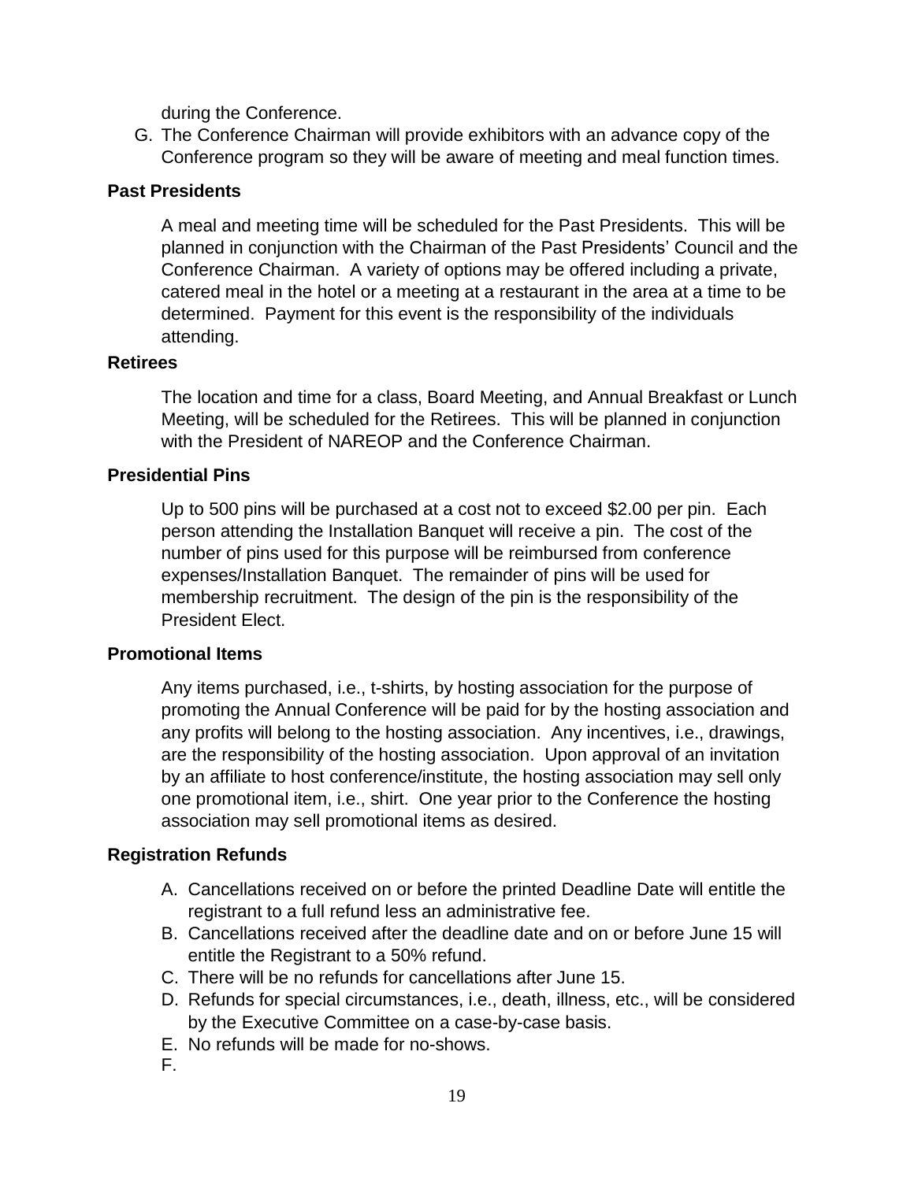during the Conference.

G. The Conference Chairman will provide exhibitors with an advance copy of the Conference program so they will be aware of meeting and meal function times.

**Past Presidents**

A meal and meeting time will be scheduled for the Past Presidents. This will be planned in conjunction with the Chairman of the Past Presidents' Council and the Conference Chairman. A variety of options may be offered including a private, catered meal in the hotel or a meeting at a restaurant in the area at a time to be determined. Payment for this event is the responsibility of the individuals attending.

**Retirees**

The location and time for a class, Board Meeting, and Annual Breakfast or Lunch Meeting, will be scheduled for the Retirees. This will be planned in conjunction with the President of NAREOP and the Conference Chairman.

**Presidential Pins**

Up to 500 pins will be purchased at a cost not to exceed $2.00 per pin. Each person attending the Installation Banquet will receive a pin. The cost of the number of pins used for this purpose will be reimbursed from conference expenses/Installation Banquet. The remainder of pins will be used for membership recruitment. The design of the pin is the responsibility of the President Elect.

**Promotional Items**

Any items purchased, i.e., t-shirts, by hosting association for the purpose of promoting the Annual Conference will be paid for by the hosting association and any profits will belong to the hosting association. Any incentives, i.e., drawings, are the responsibility of the hosting association. Upon approval of an invitation by an affiliate to host conference/institute, the hosting association may sell only one promotional item, i.e., shirt. One year prior to the Conference the hosting association may sell promotional items as desired.

**Registration Refunds**

A. Cancellations received on or before the printed Deadline Date will entitle the registrant to a full refund less an administrative fee.
B. Cancellations received after the deadline date and on or before June 15 will entitle the Registrant to a 50% refund.
C. There will be no refunds for cancellations after June 15.
D. Refunds for special circumstances, i.e., death, illness, etc., will be considered by the Executive Committee on a case-by-case basis.
E. No refunds will be made for no-shows.
F.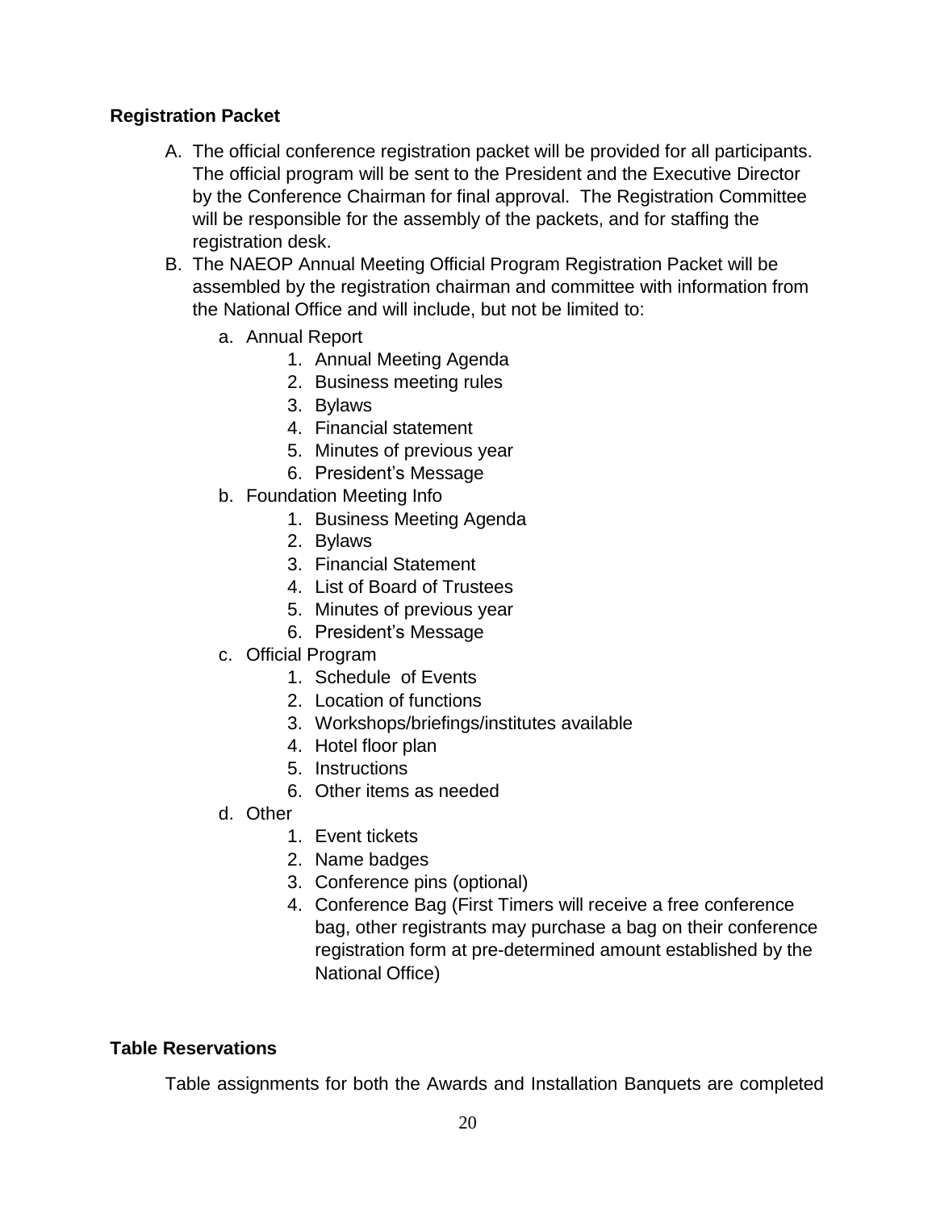## Registration Packet

A. The official conference registration packet will be provided for all participants. The official program will be sent to the President and the Executive Director by the Conference Chairman for final approval. The Registration Committee will be responsible for the assembly of the packets, and for staffing the registration desk.

B. The NAEOP Annual Meeting Official Program Registration Packet will be assembled by the registration chairman and committee with information from the National Office and will include, but not be limited to:

   a. Annual Report
      1. Annual Meeting Agenda
      2. Business meeting rules
      3. Bylaws
      4. Financial statement
      5. Minutes of previous year
      6. President's Message

   b. Foundation Meeting Info
      1. Business Meeting Agenda
      2. Bylaws
      3. Financial Statement
      4. List of Board of Trustees
      5. Minutes of previous year
      6. President's Message

   c. Official Program
      1. Schedule of Events
      2. Location of functions
      3. Workshops/briefings/institutes available
      4. Hotel floor plan
      5. Instructions
      6. Other items as needed

   d. Other
      1. Event tickets
      2. Name badges
      3. Conference pins (optional)
      4. Conference Bag (First Timers will receive a free conference bag, other registrants may purchase a bag on their conference registration form at pre-determined amount established by the National Office)

## Table Reservations

Table assignments for both the Awards and Installation Banquets are completed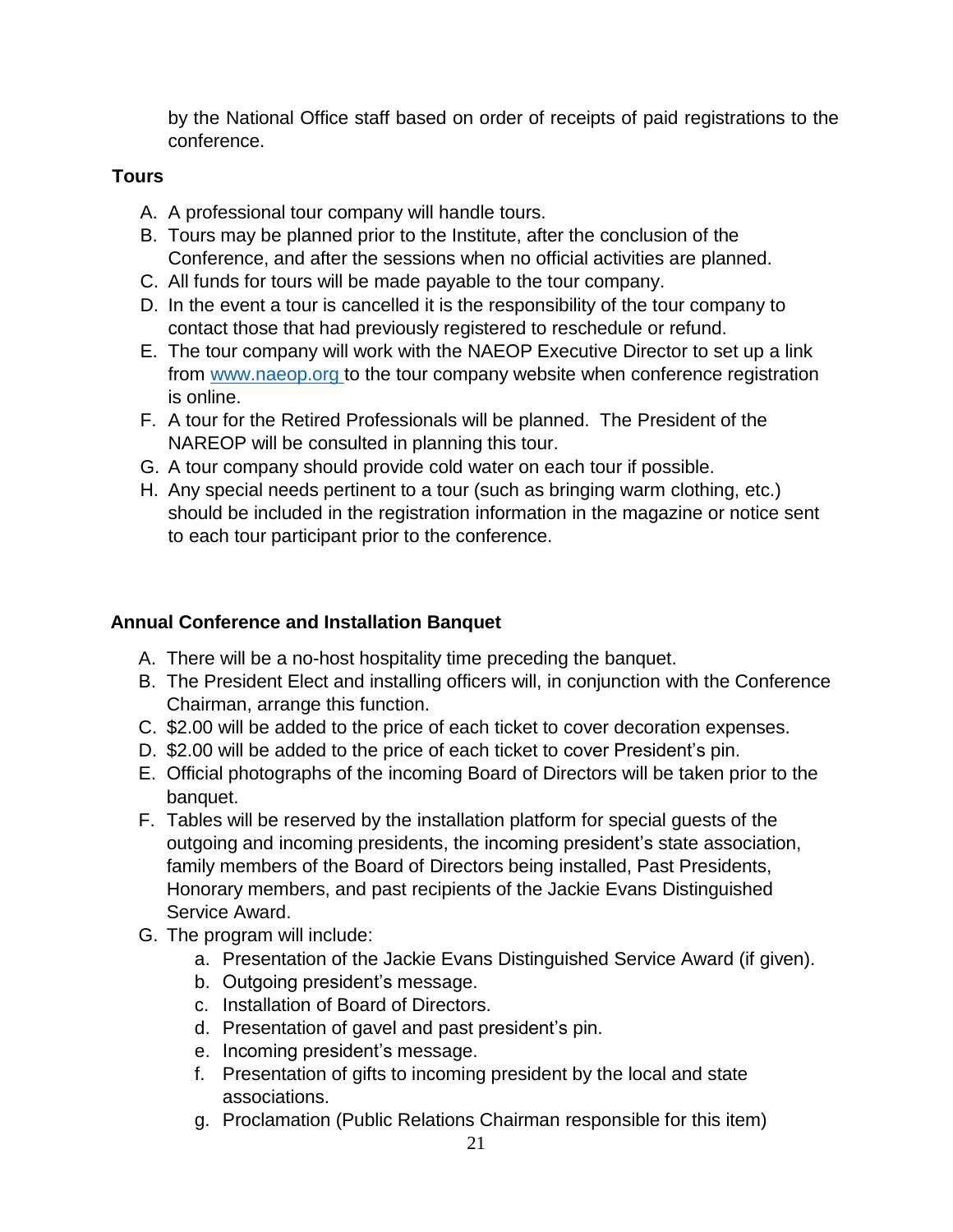by the National Office staff based on order of receipts of paid registrations to the conference.

### Tours

A. A professional tour company will handle tours.
B. Tours may be planned prior to the Institute, after the conclusion of the Conference, and after the sessions when no official activities are planned.
C. All funds for tours will be made payable to the tour company.
D. In the event a tour is cancelled it is the responsibility of the tour company to contact those that had previously registered to reschedule or refund.
E. The tour company will work with the NAEOP Executive Director to set up a link from [www.naeop.org](http://www.naeop.org) to the tour company website when conference registration is online.
F. A tour for the Retired Professionals will be planned. The President of the NAREOP will be consulted in planning this tour.
G. A tour company should provide cold water on each tour if possible.
H. Any special needs pertinent to a tour (such as bringing warm clothing, etc.) should be included in the registration information in the magazine or notice sent to each tour participant prior to the conference.

### Annual Conference and Installation Banquet

A. There will be a no-host hospitality time preceding the banquet.
B. The President Elect and installing officers will, in conjunction with the Conference Chairman, arrange this function.
C. $2.00 will be added to the price of each ticket to cover decoration expenses.
D. $2.00 will be added to the price of each ticket to cover President's pin.
E. Official photographs of the incoming Board of Directors will be taken prior to the banquet.
F. Tables will be reserved by the installation platform for special guests of the outgoing and incoming presidents, the incoming president's state association, family members of the Board of Directors being installed, Past Presidents, Honorary members, and past recipients of the Jackie Evans Distinguished Service Award.
G. The program will include:
    a. Presentation of the Jackie Evans Distinguished Service Award (if given).
    b. Outgoing president's message.
    c. Installation of Board of Directors.
    d. Presentation of gavel and past president's pin.
    e. Incoming president's message.
    f. Presentation of gifts to incoming president by the local and state associations.
    g. Proclamation (Public Relations Chairman responsible for this item)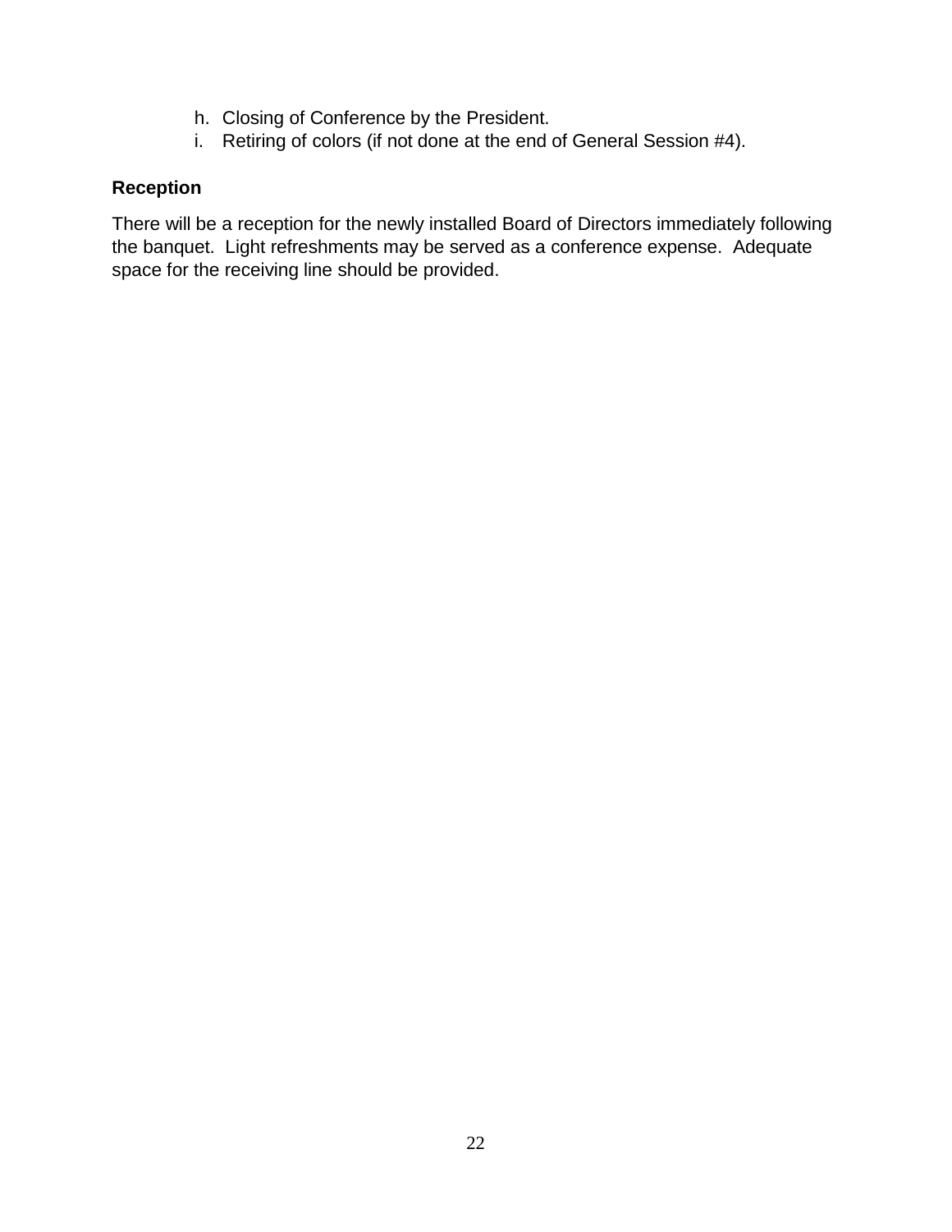h. Closing of Conference by the President.
i. Retiring of colors (if not done at the end of General Session #4).

**Reception**

There will be a reception for the newly installed Board of Directors immediately following the banquet. Light refreshments may be served as a conference expense. Adequate space for the receiving line should be provided.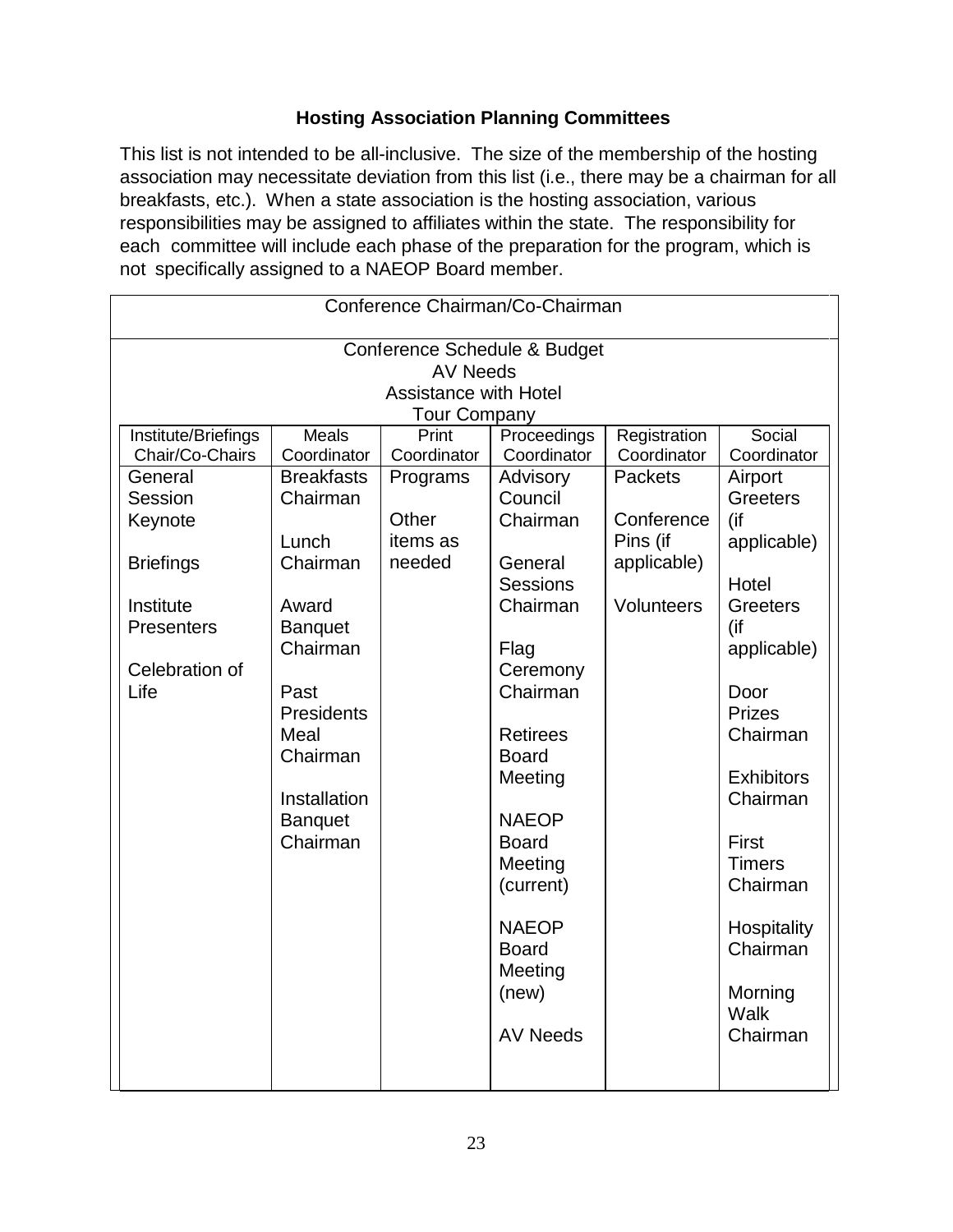**Hosting Association Planning Committees**

This list is not intended to be all-inclusive. The size of the membership of the hosting association may necessitate deviation from this list (i.e., there may be a chairman for all breakfasts, etc.). When a state association is the hosting association, various responsibilities may be assigned to affiliates within the state. The responsibility for each committee will include each phase of the preparation for the program, which is not specifically assigned to a NAEOP Board member.

| Conference Chairman/Co-Chairman | | | | | |
|---|---|---|---|---|---|
| Conference Schedule & Budget<br>AV Needs<br>Assistance with Hotel<br>Tour Company | | | | | |
| Institute/Briefings Chair/Co-Chairs | Meals Coordinator | Print Coordinator | Proceedings Coordinator | Registration Coordinator | Social Coordinator |
| General Session Keynote<br><br>Briefings<br><br>Institute Presenters<br><br>Celebration of Life | Breakfasts Chairman<br><br>Lunch Chairman<br><br>Award Banquet Chairman<br><br>Past Presidents Meal Chairman<br><br>Installation Banquet Chairman | Programs<br><br>Other items as needed | Advisory Council Chairman<br><br>General Sessions Chairman<br><br>Flag Ceremony Chairman<br><br>Retirees Board Meeting<br><br>NAEOP Board Meeting (current)<br><br>NAEOP Board Meeting (new)<br><br>AV Needs | Packets<br><br>Conference Pins (if applicable)<br><br>Volunteers | Airport Greeters (if applicable)<br><br>Hotel Greeters (if applicable)<br><br>Door Prizes Chairman<br><br>Exhibitors Chairman<br><br>First Timers Chairman<br><br>Hospitality Chairman<br><br>Morning Walk Chairman |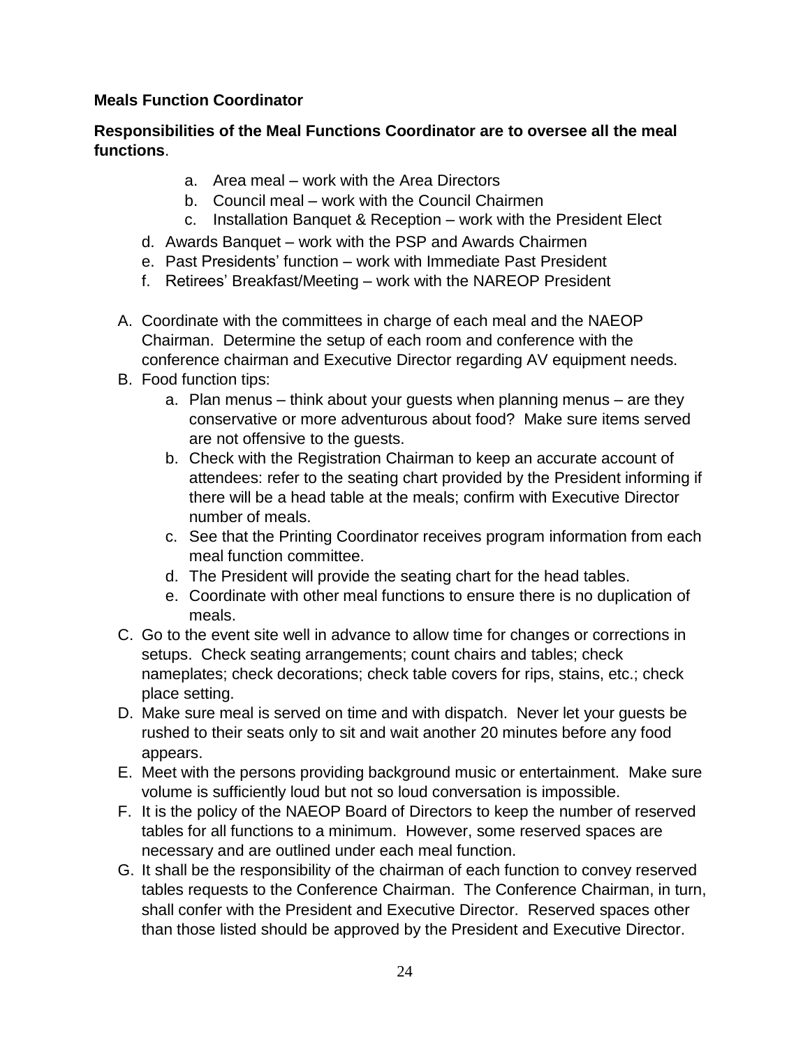**Meals Function Coordinator**

**Responsibilities of the Meal Functions Coordinator are to oversee all the meal functions**.

a. Area meal – work with the Area Directors
b. Council meal – work with the Council Chairmen
c. Installation Banquet & Reception – work with the President Elect
d. Awards Banquet – work with the PSP and Awards Chairmen
e. Past Presidents' function – work with Immediate Past President
f. Retirees' Breakfast/Meeting – work with the NAREOP President

A. Coordinate with the committees in charge of each meal and the NAEOP Chairman. Determine the setup of each room and conference with the conference chairman and Executive Director regarding AV equipment needs.
B. Food function tips:
    a. Plan menus – think about your guests when planning menus – are they conservative or more adventurous about food? Make sure items served are not offensive to the guests.
    b. Check with the Registration Chairman to keep an accurate account of attendees: refer to the seating chart provided by the President informing if there will be a head table at the meals; confirm with Executive Director number of meals.
    c. See that the Printing Coordinator receives program information from each meal function committee.
    d. The President will provide the seating chart for the head tables.
    e. Coordinate with other meal functions to ensure there is no duplication of meals.
C. Go to the event site well in advance to allow time for changes or corrections in setups. Check seating arrangements; count chairs and tables; check nameplates; check decorations; check table covers for rips, stains, etc.; check place setting.
D. Make sure meal is served on time and with dispatch. Never let your guests be rushed to their seats only to sit and wait another 20 minutes before any food appears.
E. Meet with the persons providing background music or entertainment. Make sure volume is sufficiently loud but not so loud conversation is impossible.
F. It is the policy of the NAEOP Board of Directors to keep the number of reserved tables for all functions to a minimum. However, some reserved spaces are necessary and are outlined under each meal function.
G. It shall be the responsibility of the chairman of each function to convey reserved tables requests to the Conference Chairman. The Conference Chairman, in turn, shall confer with the President and Executive Director. Reserved spaces other than those listed should be approved by the President and Executive Director.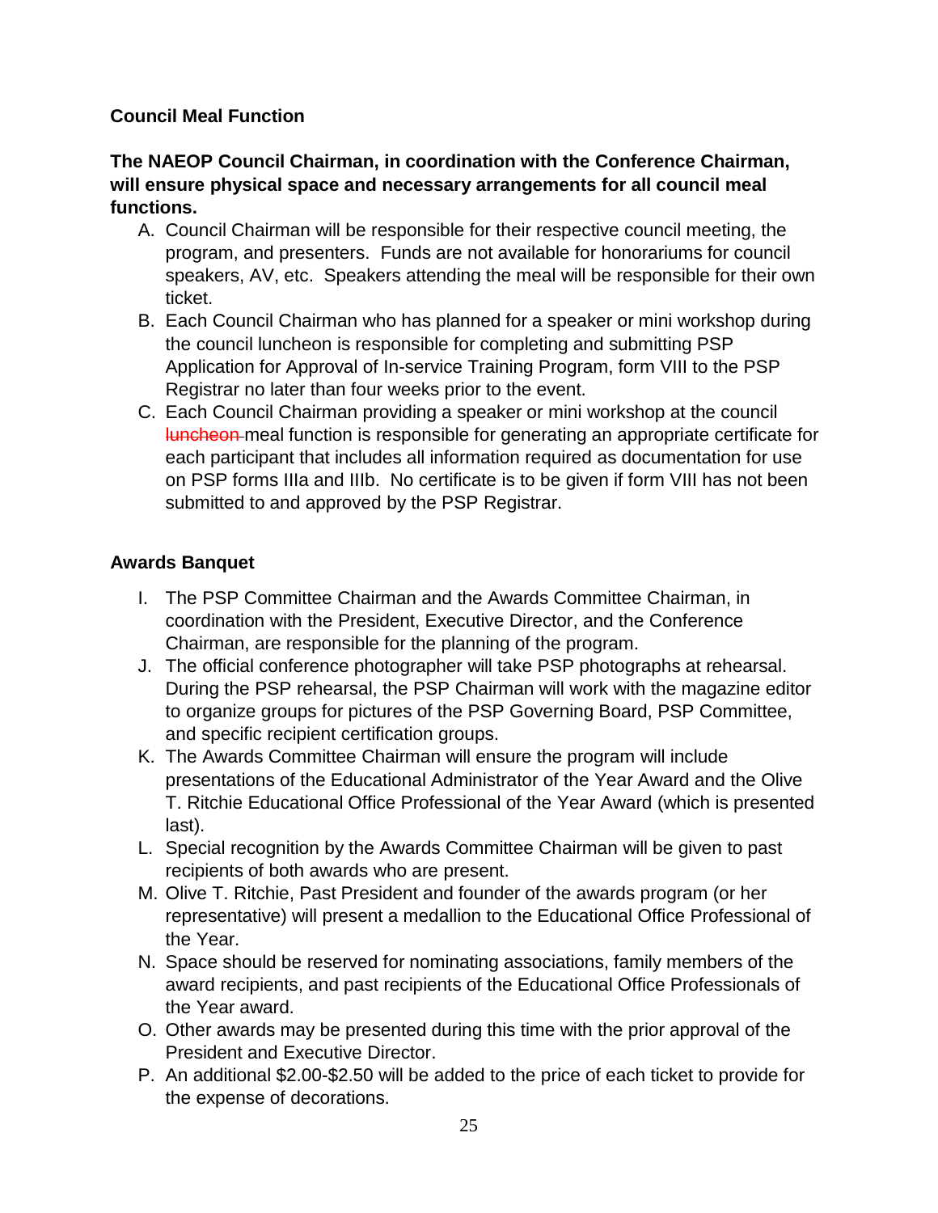**Council Meal Function**

**The NAEOP Council Chairman, in coordination with the Conference Chairman, will ensure physical space and necessary arrangements for all council meal functions.**

A. Council Chairman will be responsible for their respective council meeting, the program, and presenters. Funds are not available for honorariums for council speakers, AV, etc. Speakers attending the meal will be responsible for their own ticket.
B. Each Council Chairman who has planned for a speaker or mini workshop during the council luncheon is responsible for completing and submitting PSP Application for Approval of In-service Training Program, form VIII to the PSP Registrar no later than four weeks prior to the event.
C. Each Council Chairman providing a speaker or mini workshop at the council ~~luncheon~~ meal function is responsible for generating an appropriate certificate for each participant that includes all information required as documentation for use on PSP forms IIIa and IIIb. No certificate is to be given if form VIII has not been submitted to and approved by the PSP Registrar.

**Awards Banquet**

I. The PSP Committee Chairman and the Awards Committee Chairman, in coordination with the President, Executive Director, and the Conference Chairman, are responsible for the planning of the program.
J. The official conference photographer will take PSP photographs at rehearsal. During the PSP rehearsal, the PSP Chairman will work with the magazine editor to organize groups for pictures of the PSP Governing Board, PSP Committee, and specific recipient certification groups.
K. The Awards Committee Chairman will ensure the program will include presentations of the Educational Administrator of the Year Award and the Olive T. Ritchie Educational Office Professional of the Year Award (which is presented last).
L. Special recognition by the Awards Committee Chairman will be given to past recipients of both awards who are present.
M. Olive T. Ritchie, Past President and founder of the awards program (or her representative) will present a medallion to the Educational Office Professional of the Year.
N. Space should be reserved for nominating associations, family members of the award recipients, and past recipients of the Educational Office Professionals of the Year award.
O. Other awards may be presented during this time with the prior approval of the President and Executive Director.
P. An additional $2.00-$2.50 will be added to the price of each ticket to provide for the expense of decorations.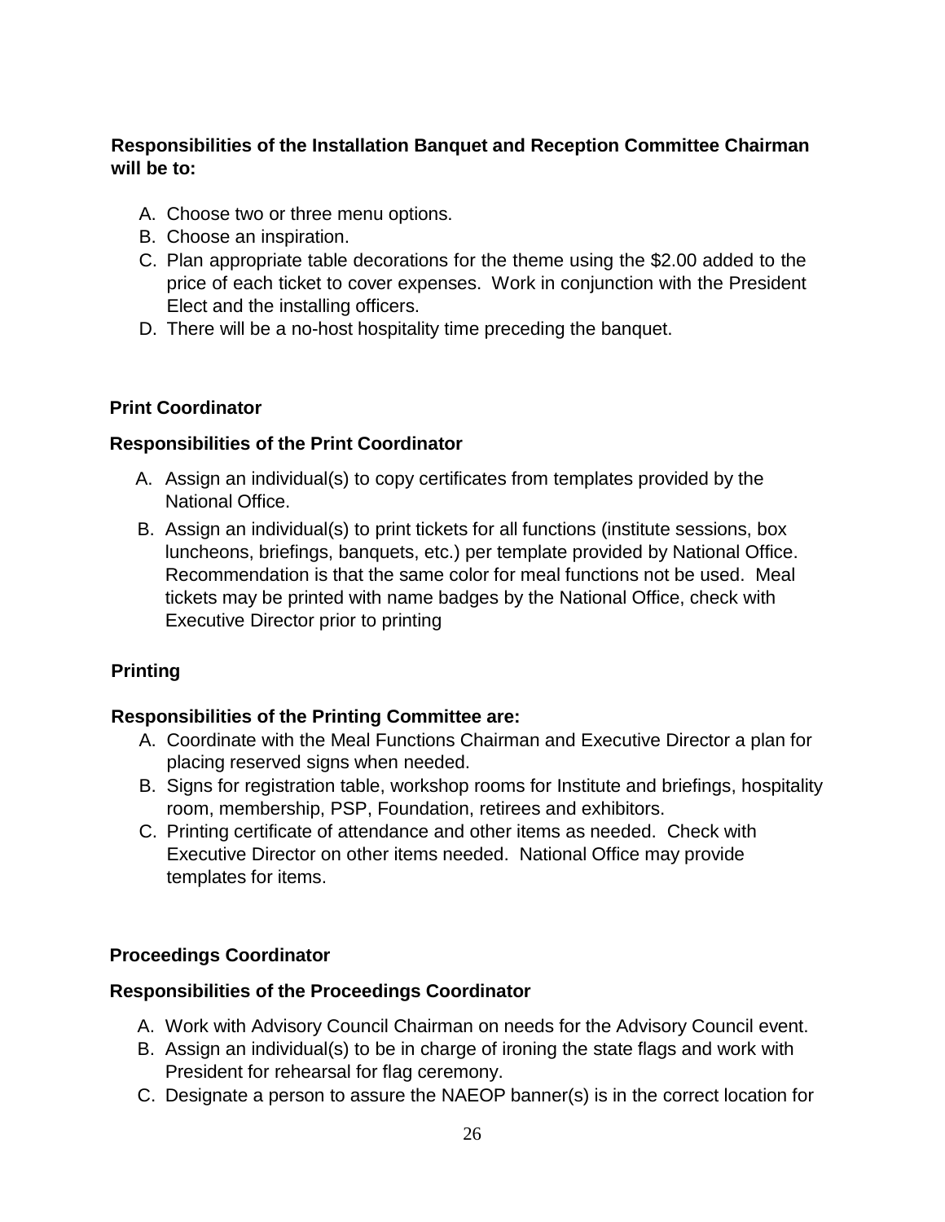**Responsibilities of the Installation Banquet and Reception Committee Chairman will be to:**

A. Choose two or three menu options.
B. Choose an inspiration.
C. Plan appropriate table decorations for the theme using the $2.00 added to the price of each ticket to cover expenses. Work in conjunction with the President Elect and the installing officers.
D. There will be a no-host hospitality time preceding the banquet.

**Print Coordinator**

**Responsibilities of the Print Coordinator**

A. Assign an individual(s) to copy certificates from templates provided by the National Office.
B. Assign an individual(s) to print tickets for all functions (institute sessions, box luncheons, briefings, banquets, etc.) per template provided by National Office. Recommendation is that the same color for meal functions not be used. Meal tickets may be printed with name badges by the National Office, check with Executive Director prior to printing

**Printing**

**Responsibilities of the Printing Committee are:**

A. Coordinate with the Meal Functions Chairman and Executive Director a plan for placing reserved signs when needed.
B. Signs for registration table, workshop rooms for Institute and briefings, hospitality room, membership, PSP, Foundation, retirees and exhibitors.
C. Printing certificate of attendance and other items as needed. Check with Executive Director on other items needed. National Office may provide templates for items.

**Proceedings Coordinator**

**Responsibilities of the Proceedings Coordinator**

A. Work with Advisory Council Chairman on needs for the Advisory Council event.
B. Assign an individual(s) to be in charge of ironing the state flags and work with President for rehearsal for flag ceremony.
C. Designate a person to assure the NAEOP banner(s) is in the correct location for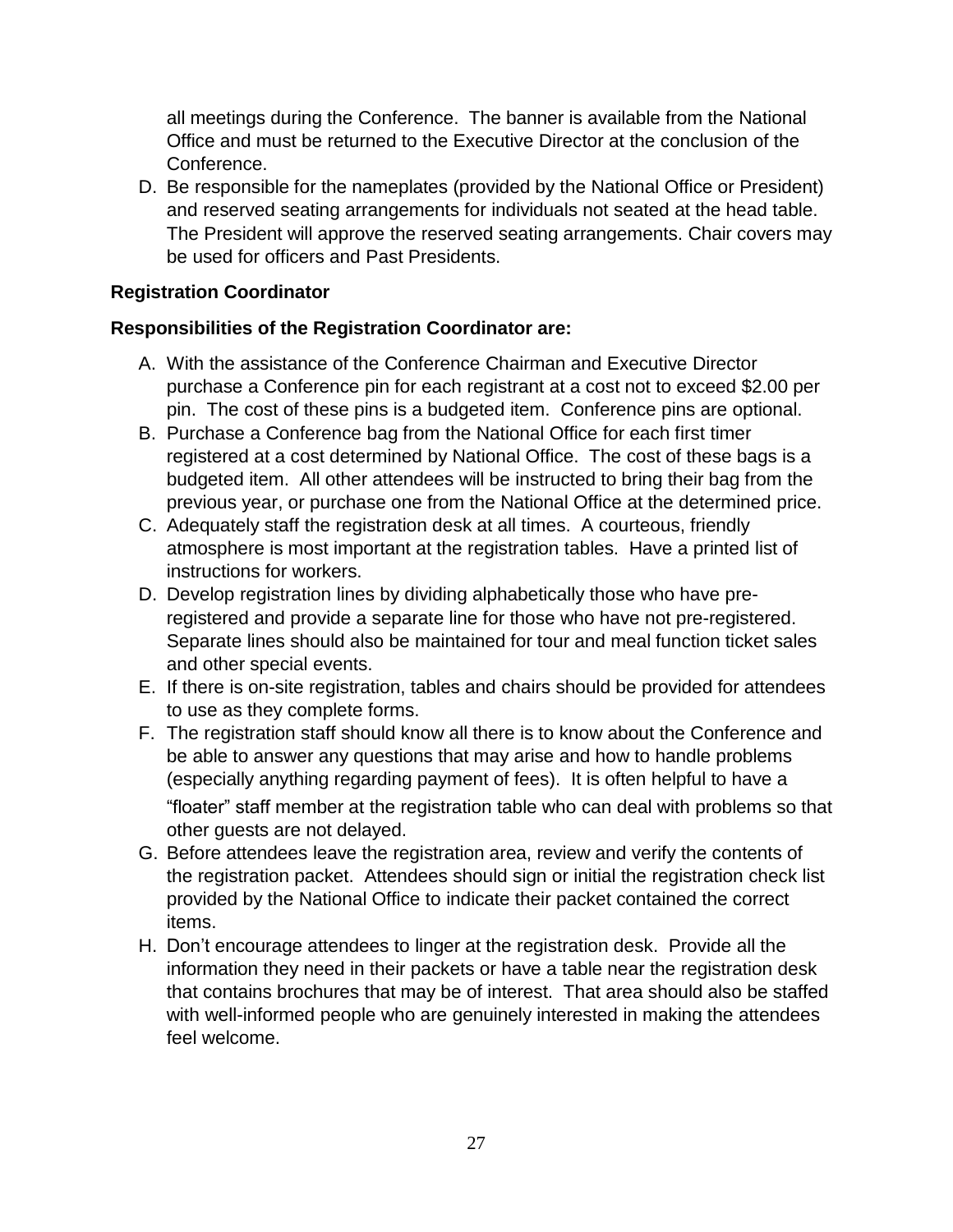all meetings during the Conference. The banner is available from the National Office and must be returned to the Executive Director at the conclusion of the Conference.

D. Be responsible for the nameplates (provided by the National Office or President) and reserved seating arrangements for individuals not seated at the head table. The President will approve the reserved seating arrangements. Chair covers may be used for officers and Past Presidents.

**Registration Coordinator**

**Responsibilities of the Registration Coordinator are:**

A. With the assistance of the Conference Chairman and Executive Director purchase a Conference pin for each registrant at a cost not to exceed $2.00 per pin. The cost of these pins is a budgeted item. Conference pins are optional.
B. Purchase a Conference bag from the National Office for each first timer registered at a cost determined by National Office. The cost of these bags is a budgeted item. All other attendees will be instructed to bring their bag from the previous year, or purchase one from the National Office at the determined price.
C. Adequately staff the registration desk at all times. A courteous, friendly atmosphere is most important at the registration tables. Have a printed list of instructions for workers.
D. Develop registration lines by dividing alphabetically those who have pre-registered and provide a separate line for those who have not pre-registered. Separate lines should also be maintained for tour and meal function ticket sales and other special events.
E. If there is on-site registration, tables and chairs should be provided for attendees to use as they complete forms.
F. The registration staff should know all there is to know about the Conference and be able to answer any questions that may arise and how to handle problems (especially anything regarding payment of fees). It is often helpful to have a "floater" staff member at the registration table who can deal with problems so that other guests are not delayed.
G. Before attendees leave the registration area, review and verify the contents of the registration packet. Attendees should sign or initial the registration check list provided by the National Office to indicate their packet contained the correct items.
H. Don't encourage attendees to linger at the registration desk. Provide all the information they need in their packets or have a table near the registration desk that contains brochures that may be of interest. That area should also be staffed with well-informed people who are genuinely interested in making the attendees feel welcome.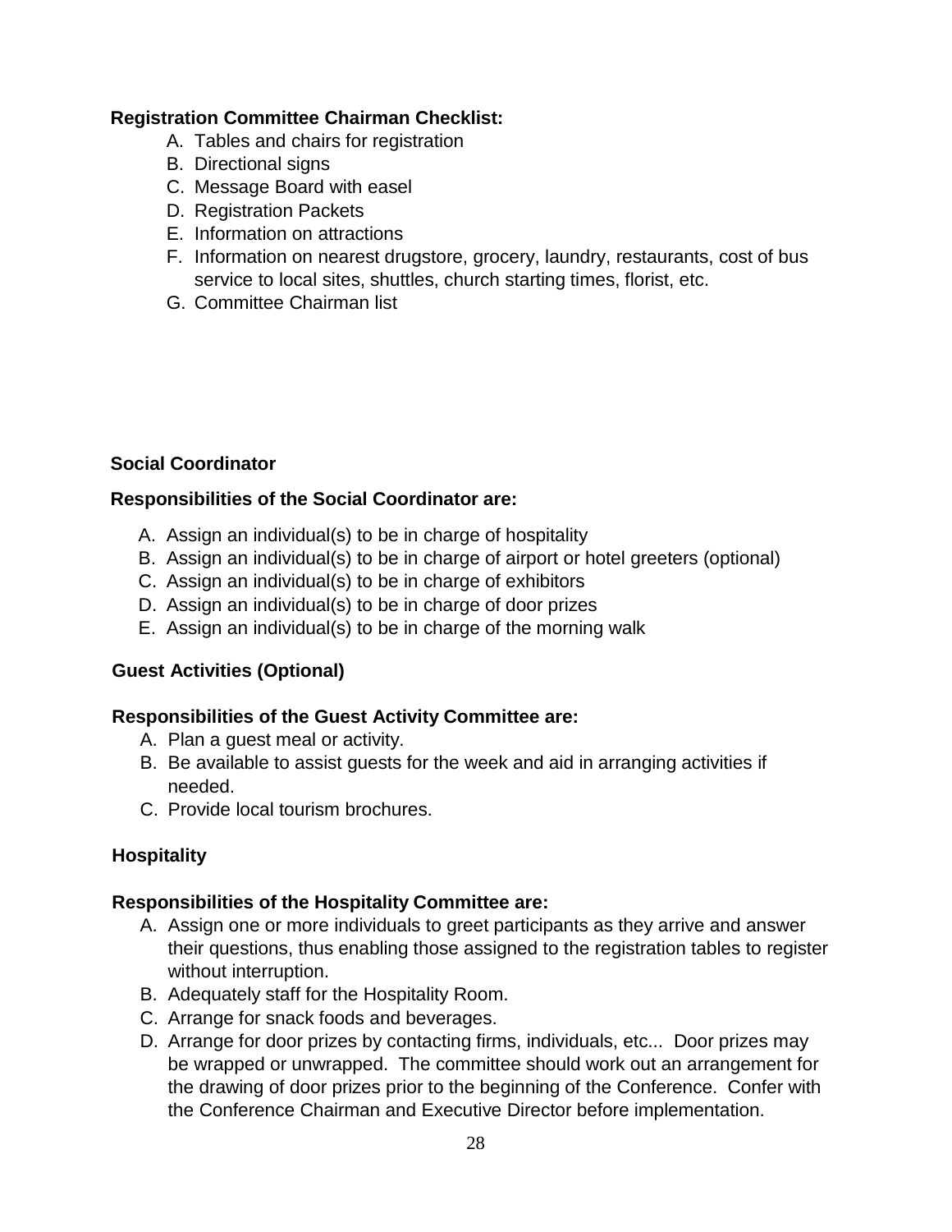**Registration Committee Chairman Checklist:**

A. Tables and chairs for registration
B. Directional signs
C. Message Board with easel
D. Registration Packets
E. Information on attractions
F. Information on nearest drugstore, grocery, laundry, restaurants, cost of bus service to local sites, shuttles, church starting times, florist, etc.
G. Committee Chairman list

**Social Coordinator**

**Responsibilities of the Social Coordinator are:**

A. Assign an individual(s) to be in charge of hospitality
B. Assign an individual(s) to be in charge of airport or hotel greeters (optional)
C. Assign an individual(s) to be in charge of exhibitors
D. Assign an individual(s) to be in charge of door prizes
E. Assign an individual(s) to be in charge of the morning walk

**Guest Activities (Optional)**

**Responsibilities of the Guest Activity Committee are:**

A. Plan a guest meal or activity.
B. Be available to assist guests for the week and aid in arranging activities if needed.
C. Provide local tourism brochures.

**Hospitality**

**Responsibilities of the Hospitality Committee are:**

A. Assign one or more individuals to greet participants as they arrive and answer their questions, thus enabling those assigned to the registration tables to register without interruption.
B. Adequately staff for the Hospitality Room.
C. Arrange for snack foods and beverages.
D. Arrange for door prizes by contacting firms, individuals, etc... Door prizes may be wrapped or unwrapped. The committee should work out an arrangement for the drawing of door prizes prior to the beginning of the Conference. Confer with the Conference Chairman and Executive Director before implementation.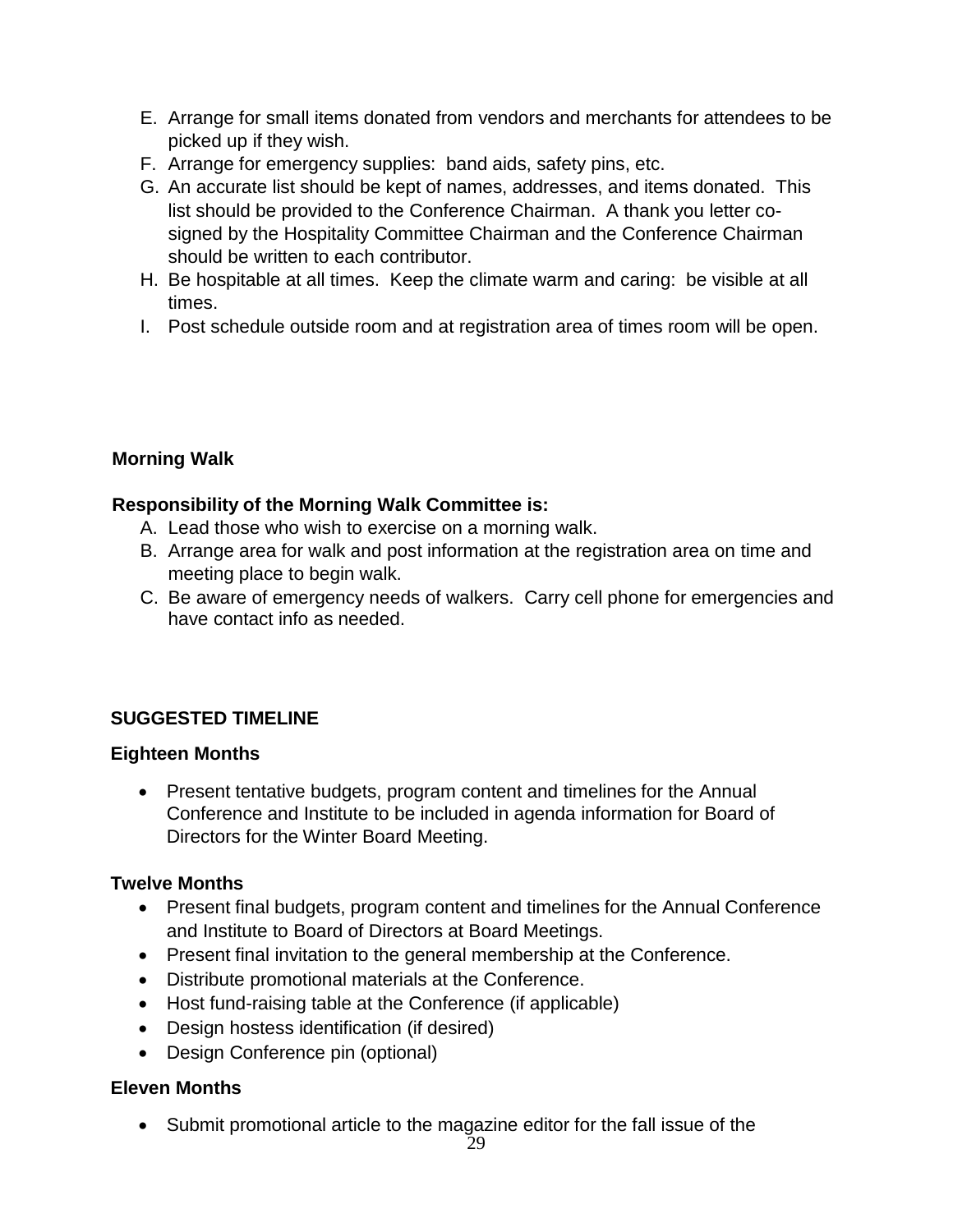E. Arrange for small items donated from vendors and merchants for attendees to be picked up if they wish.
F. Arrange for emergency supplies: band aids, safety pins, etc.
G. An accurate list should be kept of names, addresses, and items donated. This list should be provided to the Conference Chairman. A thank you letter co-signed by the Hospitality Committee Chairman and the Conference Chairman should be written to each contributor.
H. Be hospitable at all times. Keep the climate warm and caring: be visible at all times.
I. Post schedule outside room and at registration area of times room will be open.

**Morning Walk**

**Responsibility of the Morning Walk Committee is:**

A. Lead those who wish to exercise on a morning walk.
B. Arrange area for walk and post information at the registration area on time and meeting place to begin walk.
C. Be aware of emergency needs of walkers. Carry cell phone for emergencies and have contact info as needed.

**SUGGESTED TIMELINE**

**Eighteen Months**

- Present tentative budgets, program content and timelines for the Annual Conference and Institute to be included in agenda information for Board of Directors for the Winter Board Meeting.

**Twelve Months**

- Present final budgets, program content and timelines for the Annual Conference and Institute to Board of Directors at Board Meetings.
- Present final invitation to the general membership at the Conference.
- Distribute promotional materials at the Conference.
- Host fund-raising table at the Conference (if applicable)
- Design hostess identification (if desired)
- Design Conference pin (optional)

**Eleven Months**

- Submit promotional article to the magazine editor for the fall issue of the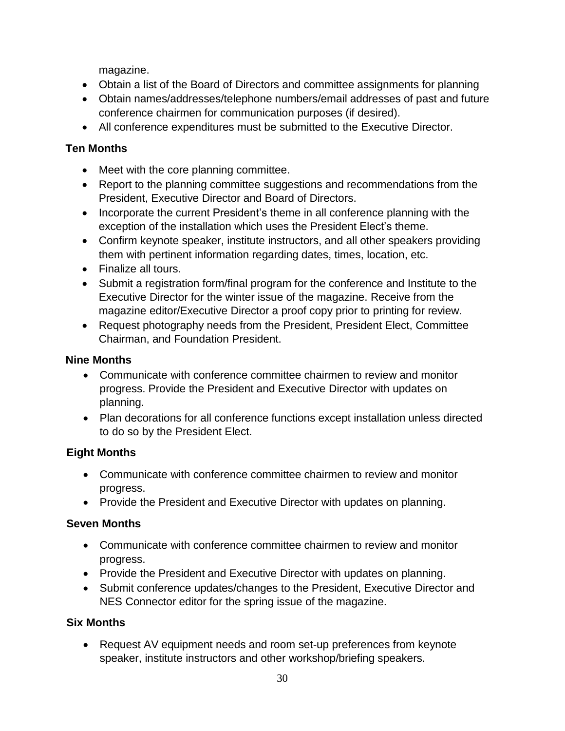magazine.

- Obtain a list of the Board of Directors and committee assignments for planning
- Obtain names/addresses/telephone numbers/email addresses of past and future conference chairmen for communication purposes (if desired).
- All conference expenditures must be submitted to the Executive Director.

**Ten Months**

- Meet with the core planning committee.
- Report to the planning committee suggestions and recommendations from the President, Executive Director and Board of Directors.
- Incorporate the current President's theme in all conference planning with the exception of the installation which uses the President Elect's theme.
- Confirm keynote speaker, institute instructors, and all other speakers providing them with pertinent information regarding dates, times, location, etc.
- Finalize all tours.
- Submit a registration form/final program for the conference and Institute to the Executive Director for the winter issue of the magazine. Receive from the magazine editor/Executive Director a proof copy prior to printing for review.
- Request photography needs from the President, President Elect, Committee Chairman, and Foundation President.

**Nine Months**

- Communicate with conference committee chairmen to review and monitor progress. Provide the President and Executive Director with updates on planning.
- Plan decorations for all conference functions except installation unless directed to do so by the President Elect.

**Eight Months**

- Communicate with conference committee chairmen to review and monitor progress.
- Provide the President and Executive Director with updates on planning.

**Seven Months**

- Communicate with conference committee chairmen to review and monitor progress.
- Provide the President and Executive Director with updates on planning.
- Submit conference updates/changes to the President, Executive Director and NES Connector editor for the spring issue of the magazine.

**Six Months**

- Request AV equipment needs and room set-up preferences from keynote speaker, institute instructors and other workshop/briefing speakers.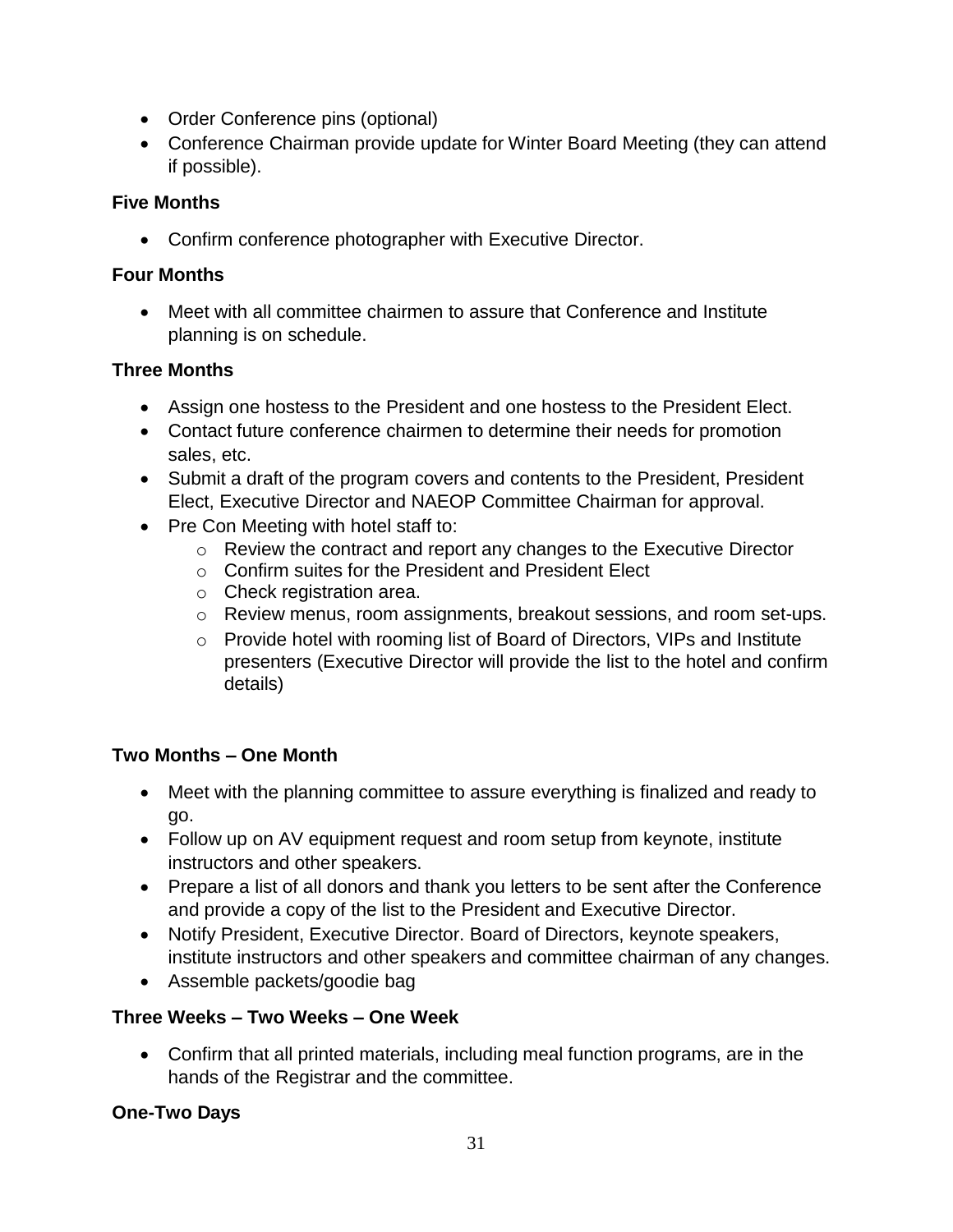- Order Conference pins (optional)
- Conference Chairman provide update for Winter Board Meeting (they can attend if possible).

**Five Months**

- Confirm conference photographer with Executive Director.

**Four Months**

- Meet with all committee chairmen to assure that Conference and Institute planning is on schedule.

**Three Months**

- Assign one hostess to the President and one hostess to the President Elect.
- Contact future conference chairmen to determine their needs for promotion sales, etc.
- Submit a draft of the program covers and contents to the President, President Elect, Executive Director and NAEOP Committee Chairman for approval.
- Pre Con Meeting with hotel staff to:
  - Review the contract and report any changes to the Executive Director
  - Confirm suites for the President and President Elect
  - Check registration area.
  - Review menus, room assignments, breakout sessions, and room set-ups.
  - Provide hotel with rooming list of Board of Directors, VIPs and Institute presenters (Executive Director will provide the list to the hotel and confirm details)

**Two Months – One Month**

- Meet with the planning committee to assure everything is finalized and ready to go.
- Follow up on AV equipment request and room setup from keynote, institute instructors and other speakers.
- Prepare a list of all donors and thank you letters to be sent after the Conference and provide a copy of the list to the President and Executive Director.
- Notify President, Executive Director. Board of Directors, keynote speakers, institute instructors and other speakers and committee chairman of any changes.
- Assemble packets/goodie bag

**Three Weeks – Two Weeks – One Week**

- Confirm that all printed materials, including meal function programs, are in the hands of the Registrar and the committee.

**One-Two Days**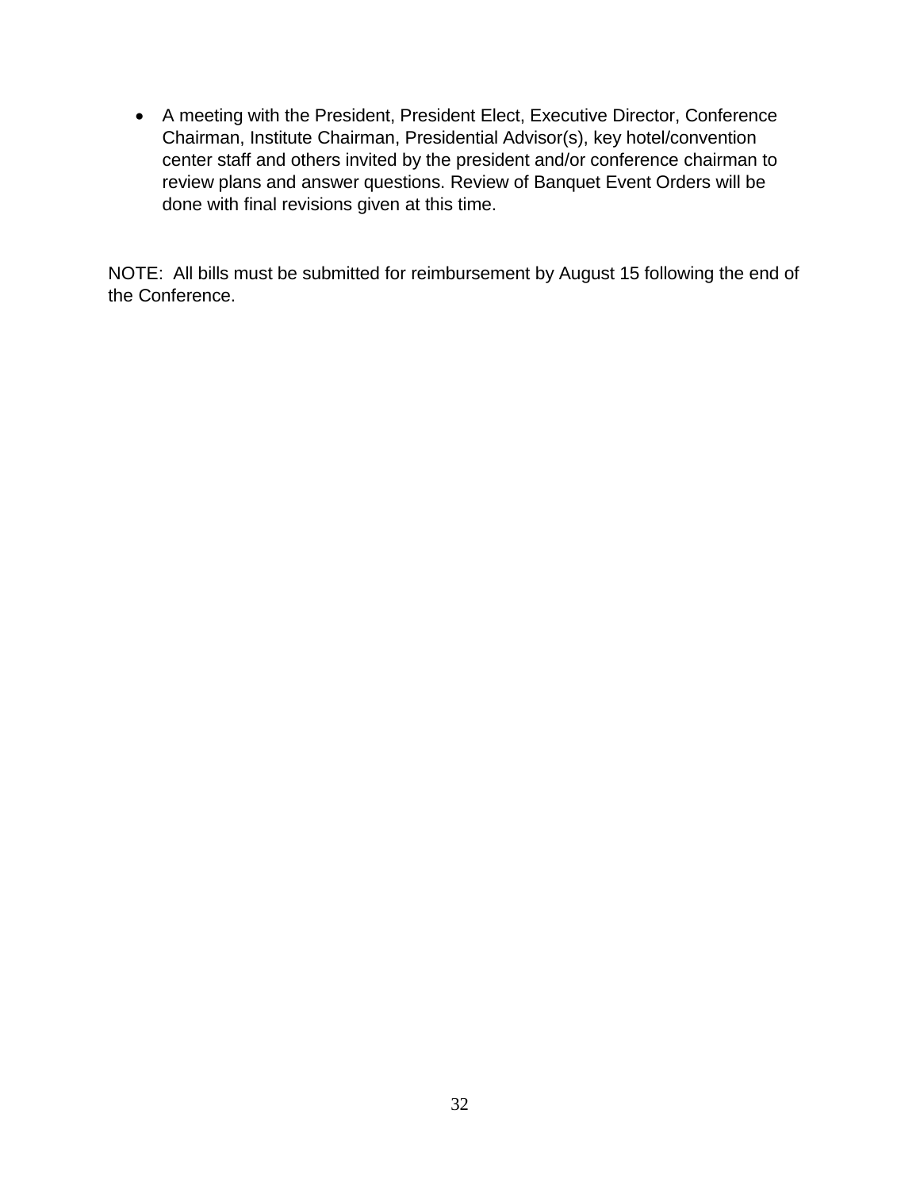- A meeting with the President, President Elect, Executive Director, Conference Chairman, Institute Chairman, Presidential Advisor(s), key hotel/convention center staff and others invited by the president and/or conference chairman to review plans and answer questions. Review of Banquet Event Orders will be done with final revisions given at this time.

NOTE: All bills must be submitted for reimbursement by August 15 following the end of the Conference.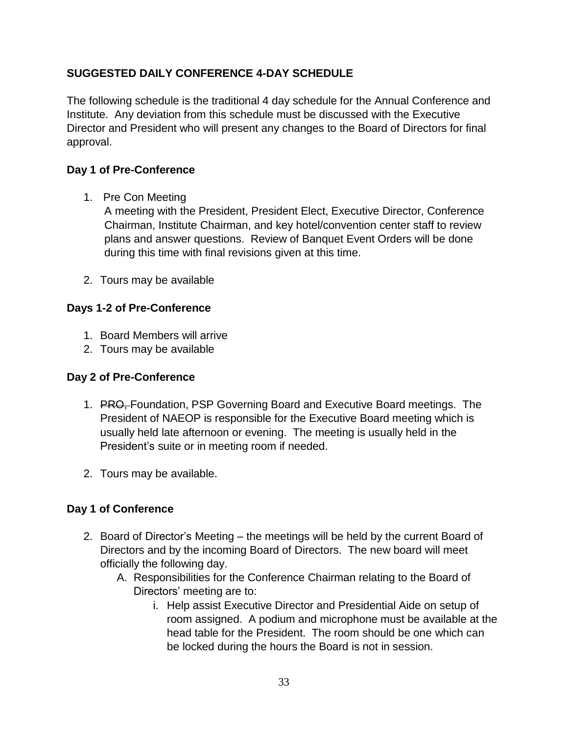## SUGGESTED DAILY CONFERENCE 4-DAY SCHEDULE

The following schedule is the traditional 4 day schedule for the Annual Conference and Institute. Any deviation from this schedule must be discussed with the Executive Director and President who will present any changes to the Board of Directors for final approval.

### Day 1 of Pre-Conference

1. Pre Con Meeting
   A meeting with the President, President Elect, Executive Director, Conference Chairman, Institute Chairman, and key hotel/convention center staff to review plans and answer questions. Review of Banquet Event Orders will be done during this time with final revisions given at this time.

2. Tours may be available

### Days 1-2 of Pre-Conference

1. Board Members will arrive
2. Tours may be available

### Day 2 of Pre-Conference

1. ~~PRO,~~ Foundation, PSP Governing Board and Executive Board meetings. The President of NAEOP is responsible for the Executive Board meeting which is usually held late afternoon or evening. The meeting is usually held in the President's suite or in meeting room if needed.

2. Tours may be available.

### Day 1 of Conference

2. Board of Director's Meeting – the meetings will be held by the current Board of Directors and by the incoming Board of Directors. The new board will meet officially the following day.
   A. Responsibilities for the Conference Chairman relating to the Board of Directors' meeting are to:
      i. Help assist Executive Director and Presidential Aide on setup of room assigned. A podium and microphone must be available at the head table for the President. The room should be one which can be locked during the hours the Board is not in session.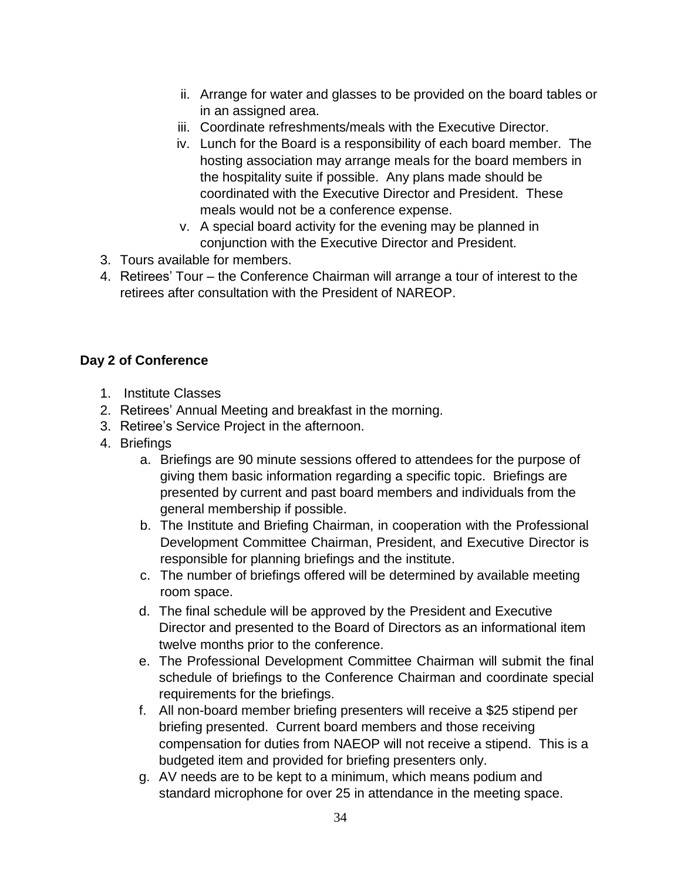ii. Arrange for water and glasses to be provided on the board tables or in an assigned area.
   iii. Coordinate refreshments/meals with the Executive Director.
   iv. Lunch for the Board is a responsibility of each board member. The hosting association may arrange meals for the board members in the hospitality suite if possible. Any plans made should be coordinated with the Executive Director and President. These meals would not be a conference expense.
   v. A special board activity for the evening may be planned in conjunction with the Executive Director and President.
3. Tours available for members.
4. Retirees' Tour – the Conference Chairman will arrange a tour of interest to the retirees after consultation with the President of NAREOP.

**Day 2 of Conference**

1. Institute Classes
2. Retirees' Annual Meeting and breakfast in the morning.
3. Retiree's Service Project in the afternoon.
4. Briefings
   a. Briefings are 90 minute sessions offered to attendees for the purpose of giving them basic information regarding a specific topic. Briefings are presented by current and past board members and individuals from the general membership if possible.
   b. The Institute and Briefing Chairman, in cooperation with the Professional Development Committee Chairman, President, and Executive Director is responsible for planning briefings and the institute.
   c. The number of briefings offered will be determined by available meeting room space.
   d. The final schedule will be approved by the President and Executive Director and presented to the Board of Directors as an informational item twelve months prior to the conference.
   e. The Professional Development Committee Chairman will submit the final schedule of briefings to the Conference Chairman and coordinate special requirements for the briefings.
   f. All non-board member briefing presenters will receive a $25 stipend per briefing presented. Current board members and those receiving compensation for duties from NAEOP will not receive a stipend. This is a budgeted item and provided for briefing presenters only.
   g. AV needs are to be kept to a minimum, which means podium and standard microphone for over 25 in attendance in the meeting space.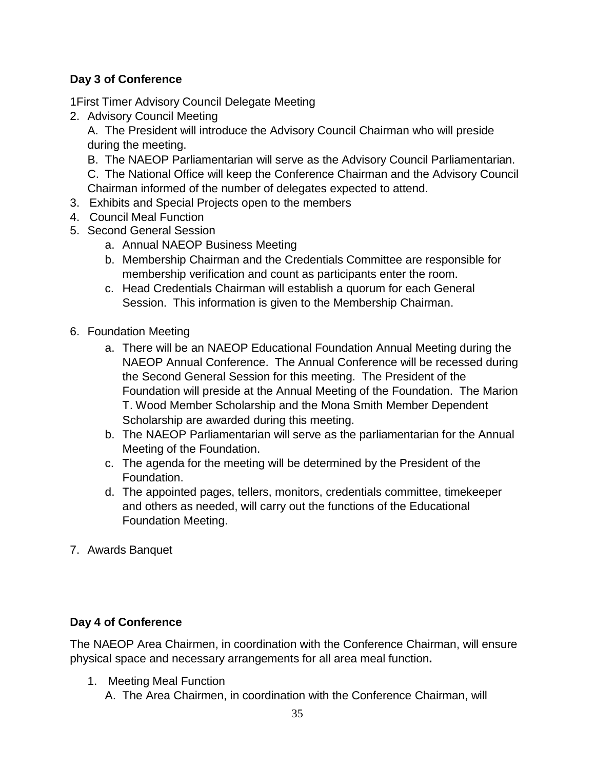**Day 3 of Conference**

1First Timer Advisory Council Delegate Meeting

2. Advisory Council Meeting

   A. The President will introduce the Advisory Council Chairman who will preside during the meeting.

   B. The NAEOP Parliamentarian will serve as the Advisory Council Parliamentarian.

   C. The National Office will keep the Conference Chairman and the Advisory Council Chairman informed of the number of delegates expected to attend.

3. Exhibits and Special Projects open to the members
4. Council Meal Function
5. Second General Session
   a. Annual NAEOP Business Meeting
   b. Membership Chairman and the Credentials Committee are responsible for membership verification and count as participants enter the room.
   c. Head Credentials Chairman will establish a quorum for each General Session. This information is given to the Membership Chairman.

6. Foundation Meeting
   a. There will be an NAEOP Educational Foundation Annual Meeting during the NAEOP Annual Conference. The Annual Conference will be recessed during the Second General Session for this meeting. The President of the Foundation will preside at the Annual Meeting of the Foundation. The Marion T. Wood Member Scholarship and the Mona Smith Member Dependent Scholarship are awarded during this meeting.
   b. The NAEOP Parliamentarian will serve as the parliamentarian for the Annual Meeting of the Foundation.
   c. The agenda for the meeting will be determined by the President of the Foundation.
   d. The appointed pages, tellers, monitors, credentials committee, timekeeper and others as needed, will carry out the functions of the Educational Foundation Meeting.

7. Awards Banquet

**Day 4 of Conference**

The NAEOP Area Chairmen, in coordination with the Conference Chairman, will ensure physical space and necessary arrangements for all area meal function**.**

1. Meeting Meal Function

   A. The Area Chairmen, in coordination with the Conference Chairman, will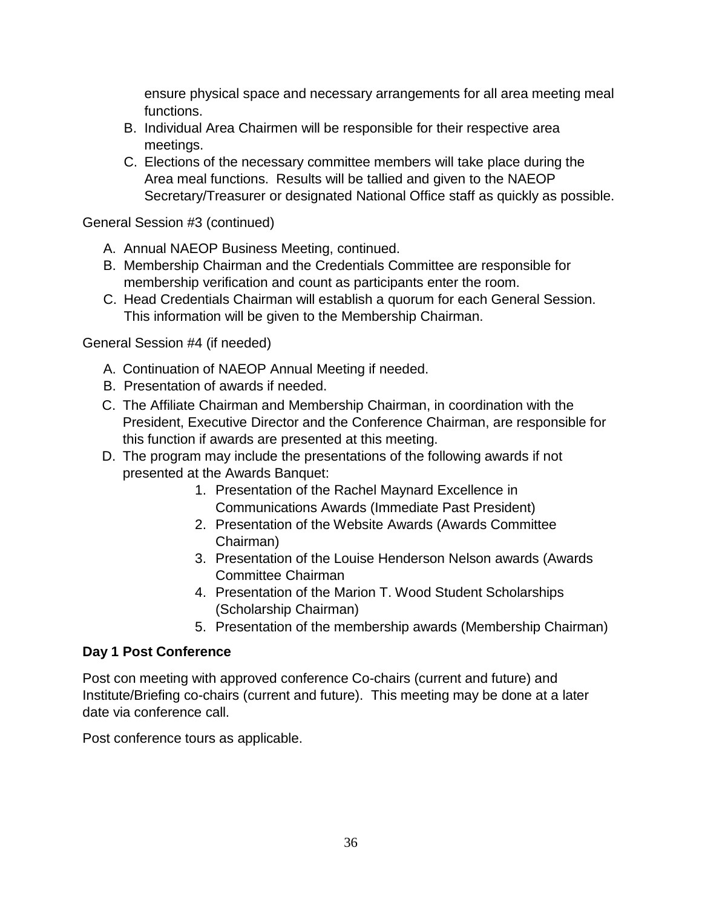ensure physical space and necessary arrangements for all area meeting meal functions.

B. Individual Area Chairmen will be responsible for their respective area meetings.
C. Elections of the necessary committee members will take place during the Area meal functions. Results will be tallied and given to the NAEOP Secretary/Treasurer or designated National Office staff as quickly as possible.

General Session #3 (continued)

A. Annual NAEOP Business Meeting, continued.
B. Membership Chairman and the Credentials Committee are responsible for membership verification and count as participants enter the room.
C. Head Credentials Chairman will establish a quorum for each General Session. This information will be given to the Membership Chairman.

General Session #4 (if needed)

A. Continuation of NAEOP Annual Meeting if needed.
B. Presentation of awards if needed.
C. The Affiliate Chairman and Membership Chairman, in coordination with the President, Executive Director and the Conference Chairman, are responsible for this function if awards are presented at this meeting.
D. The program may include the presentations of the following awards if not presented at the Awards Banquet:
    1. Presentation of the Rachel Maynard Excellence in Communications Awards (Immediate Past President)
    2. Presentation of the Website Awards (Awards Committee Chairman)
    3. Presentation of the Louise Henderson Nelson awards (Awards Committee Chairman
    4. Presentation of the Marion T. Wood Student Scholarships (Scholarship Chairman)
    5. Presentation of the membership awards (Membership Chairman)

**Day 1 Post Conference**

Post con meeting with approved conference Co-chairs (current and future) and Institute/Briefing co-chairs (current and future). This meeting may be done at a later date via conference call.

Post conference tours as applicable.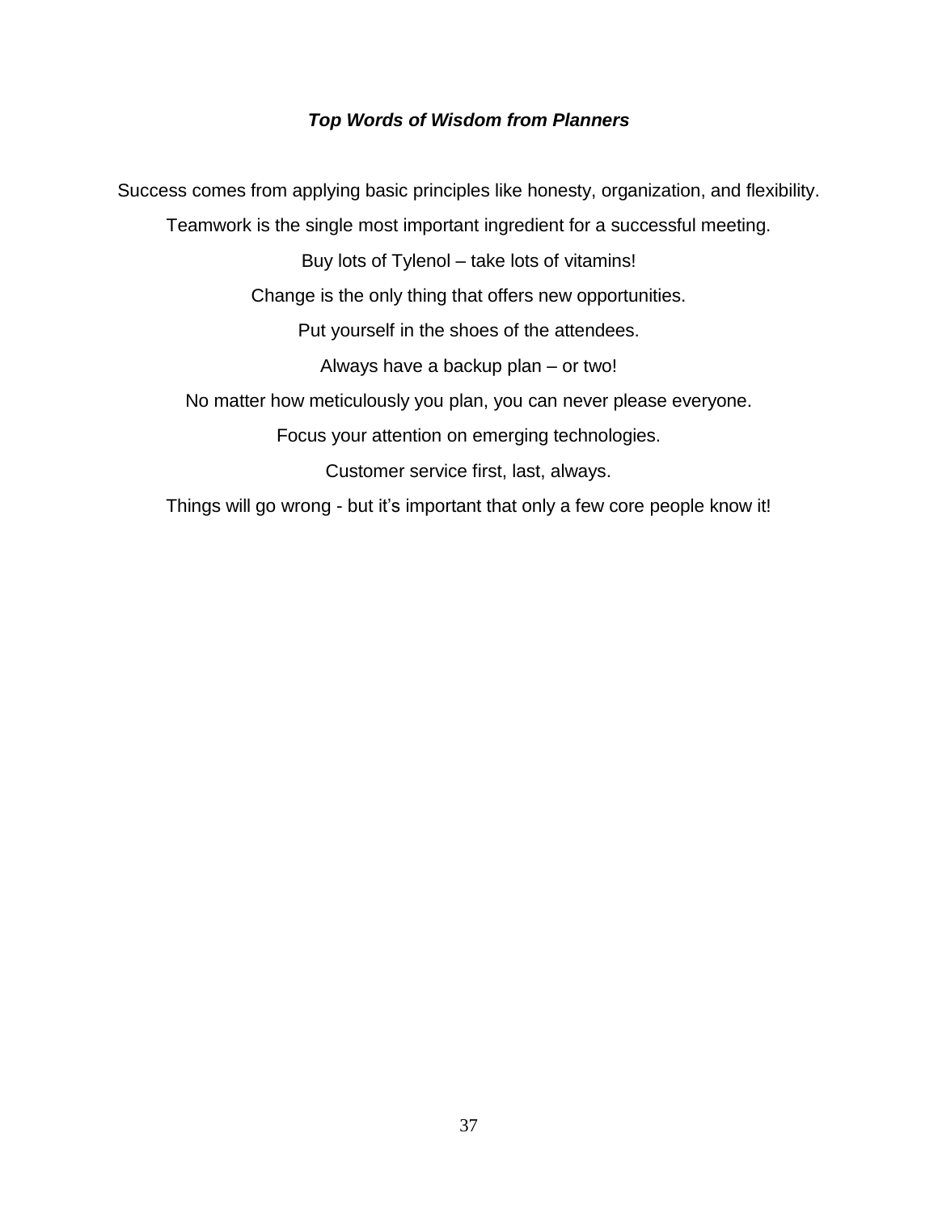## ***Top Words of Wisdom from Planners***

Success comes from applying basic principles like honesty, organization, and flexibility.

Teamwork is the single most important ingredient for a successful meeting.

Buy lots of Tylenol – take lots of vitamins!

Change is the only thing that offers new opportunities.

Put yourself in the shoes of the attendees.

Always have a backup plan – or two!

No matter how meticulously you plan, you can never please everyone.

Focus your attention on emerging technologies.

Customer service first, last, always.

Things will go wrong - but it's important that only a few core people know it!